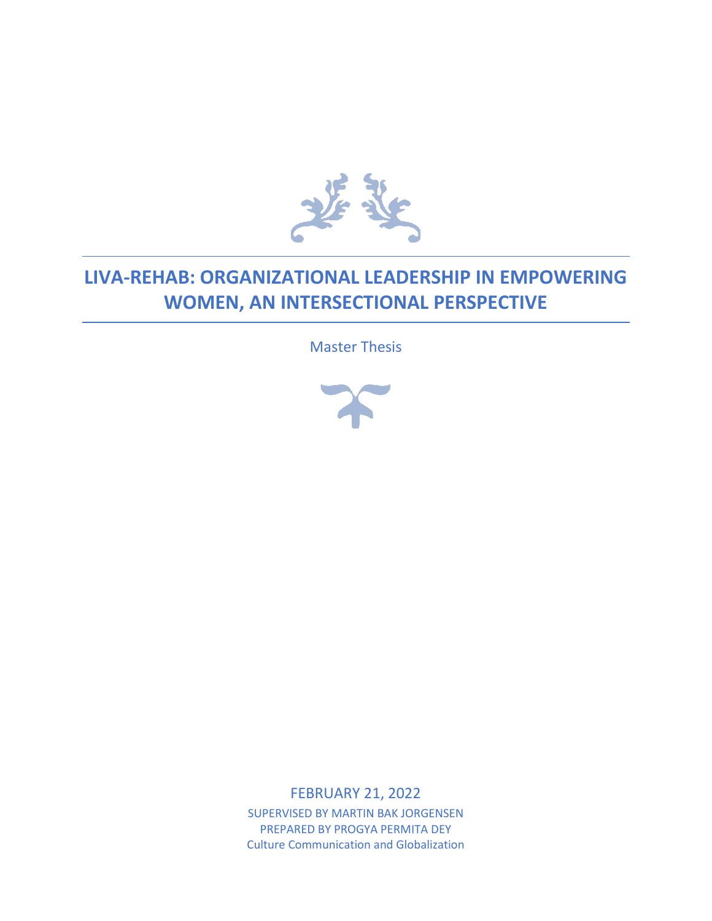# LIVA-REHAB: ORGANIZATIONAL LEADERSHIP IN EMPOWERING WOMEN, AN INTERSECTIONAL PERSPECTIVE

Master Thesis

FEBRUARY 21, 2022

SUPERVISED BY MARTIN BAK JORGENSEN

PREPARED BY PROGYA PERMITA DEY

Culture Communication and Globalization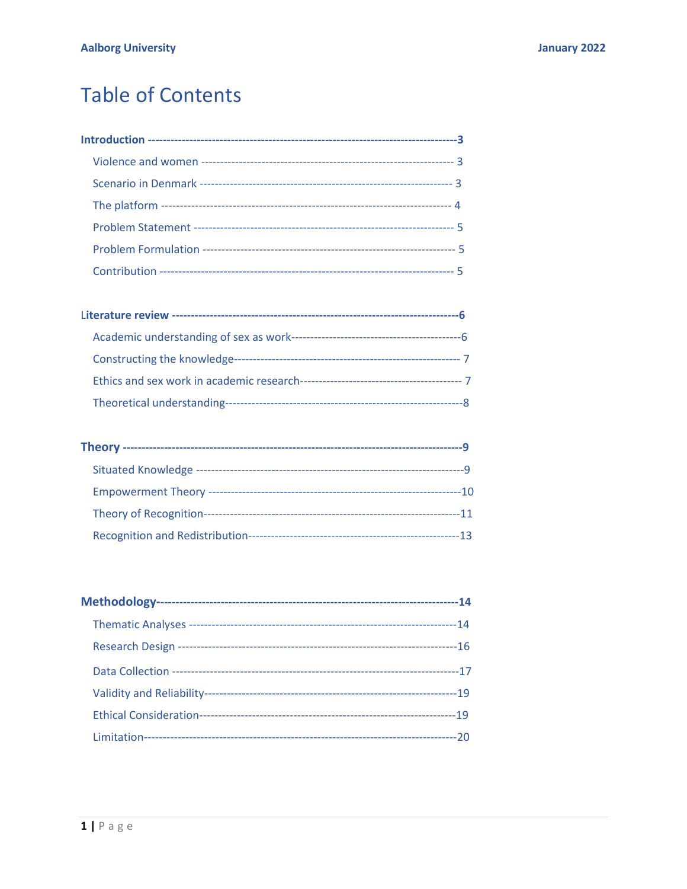# Table of Contents

**Introduction** ---------------------------------------------------------------------------------3

- Violence and women ------------------------------------------------------------------ 3
- Scenario in Denmark ------------------------------------------------------------------ 3
- The platform --------------------------------------------------------------------------- 4
- Problem Statement -------------------------------------------------------------------- 5
- Problem Formulation ------------------------------------------------------------------ 5
- Contribution ---------------------------------------------------------------------------- 5

**Literature review** --------------------------------------------------------------------------6

- Academic understanding of sex as work--------------------------------------------6
- Constructing the knowledge--------------------------------------------------------- 7
- Ethics and sex work in academic research------------------------------------------ 7
- Theoretical understanding--------------------------------------------------------------8

**Theory** ---------------------------------------------------------------------------------------9

- Situated Knowledge ---------------------------------------------------------------------9
- Empowerment Theory -----------------------------------------------------------------10
- Theory of Recognition-------------------------------------------------------------------11
- Recognition and Redistribution-----------------------------------------------------13

**Methodology**--------------------------------------------------------------------------------14

- Thematic Analyses ---------------------------------------------------------------------14
- Research Design ------------------------------------------------------------------------16
- Data Collection --------------------------------------------------------------------------17
- Validity and Reliability------------------------------------------------------------------19
- Ethical Consideration--------------------------------------------------------------------19
- Limitation--------------------------------------------------------------------------------20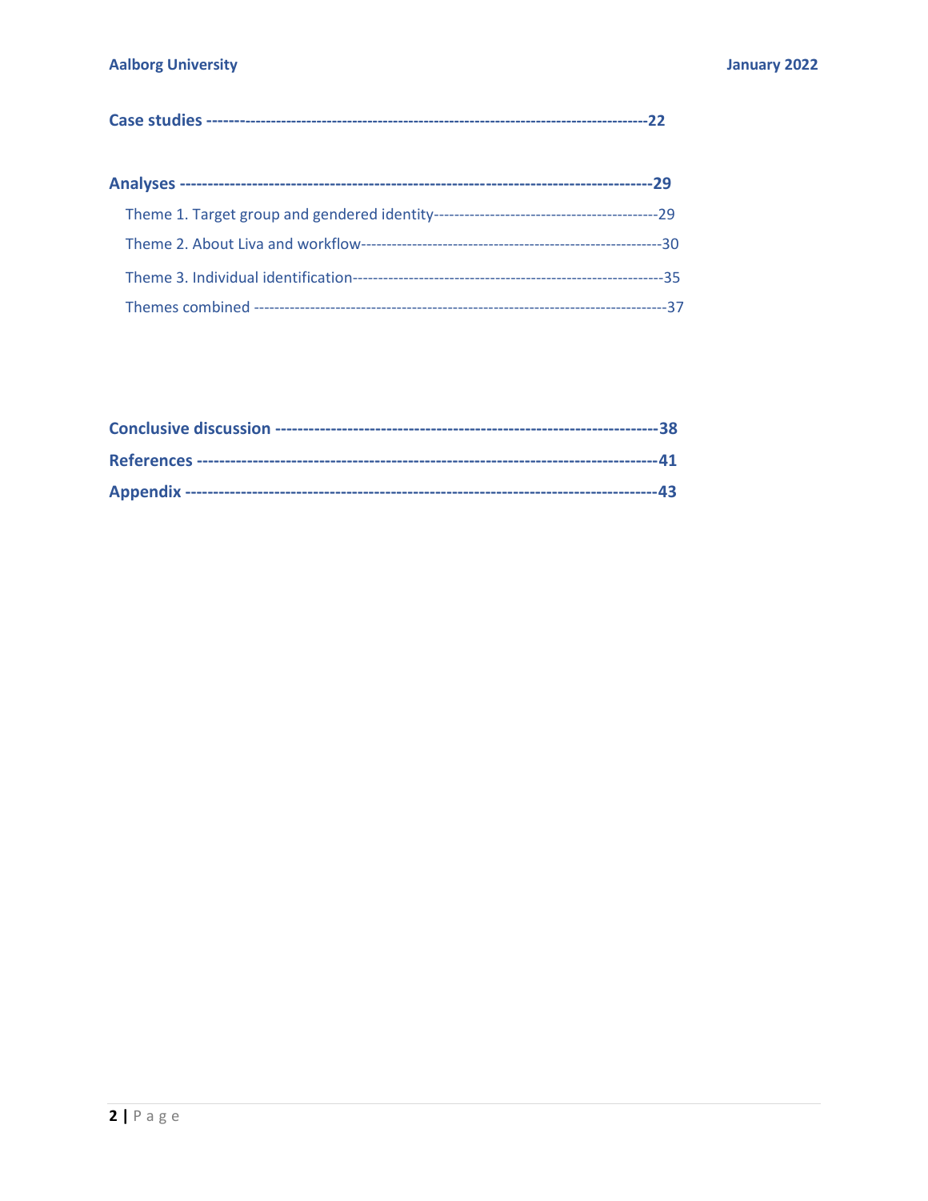**Case studies** ------------------------------------------------------------------------------------22

**Analyses** ----------------------------------------------------------------------------------------29

Theme 1. Target group and gendered identity--------------------------------------------29

Theme 2. About Liva and workflow--------------------------------------------------------30

Theme 3. Individual identification---------------------------------------------------------35

Themes combined -------------------------------------------------------------------------------37

**Conclusive discussion** -----------------------------------------------------------------38

**References** ---------------------------------------------------------------------------------41

**Appendix** ----------------------------------------------------------------------------------43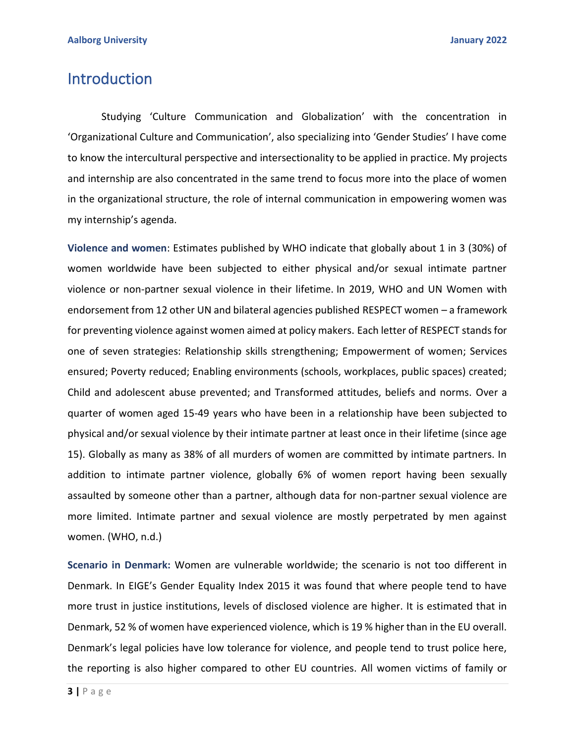# Introduction

Studying 'Culture Communication and Globalization' with the concentration in 'Organizational Culture and Communication', also specializing into 'Gender Studies' I have come to know the intercultural perspective and intersectionality to be applied in practice. My projects and internship are also concentrated in the same trend to focus more into the place of women in the organizational structure, the role of internal communication in empowering women was my internship's agenda.

**Violence and women**: Estimates published by WHO indicate that globally about 1 in 3 (30%) of women worldwide have been subjected to either physical and/or sexual intimate partner violence or non-partner sexual violence in their lifetime. In 2019, WHO and UN Women with endorsement from 12 other UN and bilateral agencies published RESPECT women – a framework for preventing violence against women aimed at policy makers. Each letter of RESPECT stands for one of seven strategies: Relationship skills strengthening; Empowerment of women; Services ensured; Poverty reduced; Enabling environments (schools, workplaces, public spaces) created; Child and adolescent abuse prevented; and Transformed attitudes, beliefs and norms. Over a quarter of women aged 15-49 years who have been in a relationship have been subjected to physical and/or sexual violence by their intimate partner at least once in their lifetime (since age 15). Globally as many as 38% of all murders of women are committed by intimate partners. In addition to intimate partner violence, globally 6% of women report having been sexually assaulted by someone other than a partner, although data for non-partner sexual violence are more limited. Intimate partner and sexual violence are mostly perpetrated by men against women. (WHO, n.d.)

**Scenario in Denmark:** Women are vulnerable worldwide; the scenario is not too different in Denmark. In EIGE's Gender Equality Index 2015 it was found that where people tend to have more trust in justice institutions, levels of disclosed violence are higher. It is estimated that in Denmark, 52 % of women have experienced violence, which is 19 % higher than in the EU overall. Denmark's legal policies have low tolerance for violence, and people tend to trust police here, the reporting is also higher compared to other EU countries. All women victims of family or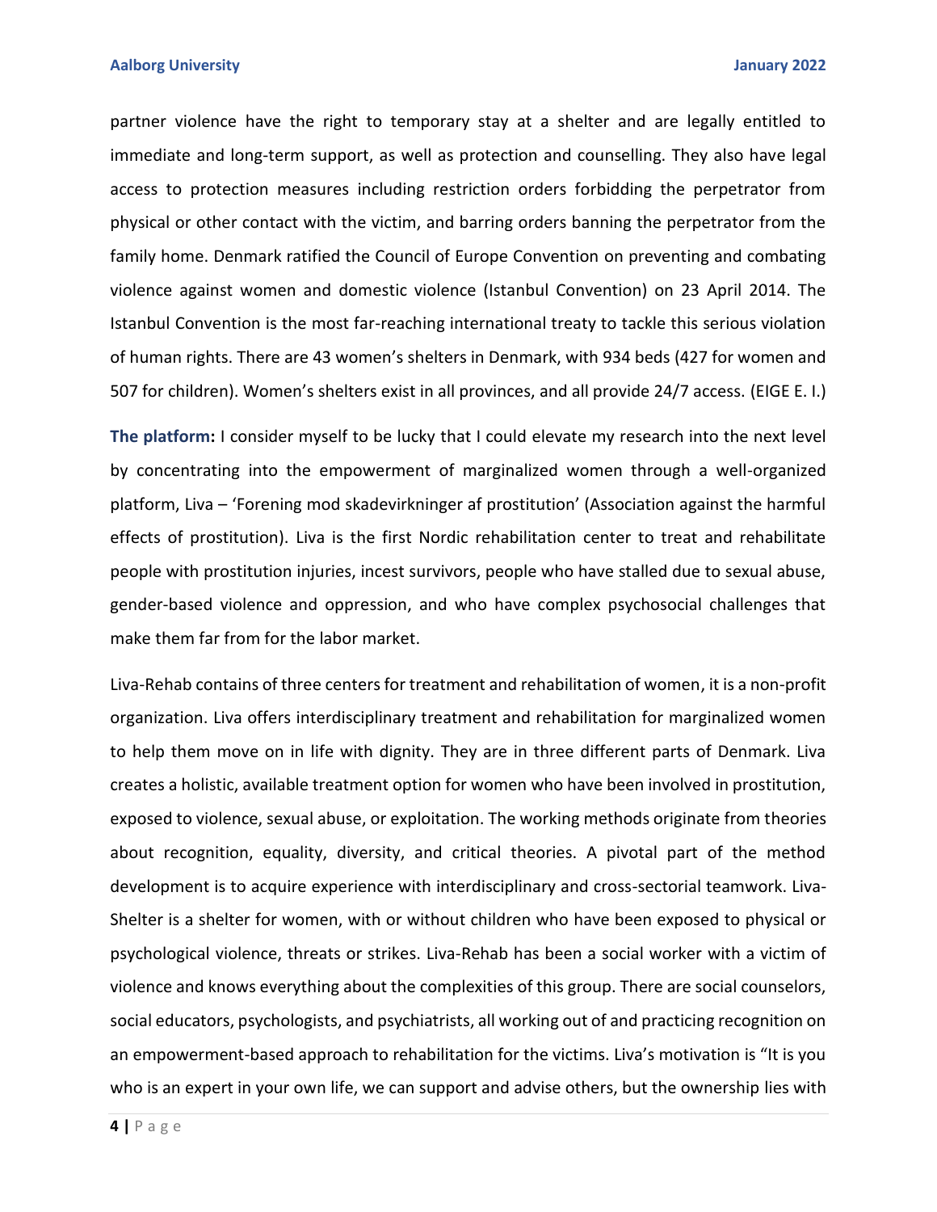partner violence have the right to temporary stay at a shelter and are legally entitled to immediate and long-term support, as well as protection and counselling. They also have legal access to protection measures including restriction orders forbidding the perpetrator from physical or other contact with the victim, and barring orders banning the perpetrator from the family home. Denmark ratified the Council of Europe Convention on preventing and combating violence against women and domestic violence (Istanbul Convention) on 23 April 2014. The Istanbul Convention is the most far-reaching international treaty to tackle this serious violation of human rights. There are 43 women's shelters in Denmark, with 934 beds (427 for women and 507 for children). Women's shelters exist in all provinces, and all provide 24/7 access. (EIGE E. I.)

**The platform:** I consider myself to be lucky that I could elevate my research into the next level by concentrating into the empowerment of marginalized women through a well-organized platform, Liva – 'Forening mod skadevirkninger af prostitution' (Association against the harmful effects of prostitution). Liva is the first Nordic rehabilitation center to treat and rehabilitate people with prostitution injuries, incest survivors, people who have stalled due to sexual abuse, gender-based violence and oppression, and who have complex psychosocial challenges that make them far from for the labor market.

Liva-Rehab contains of three centers for treatment and rehabilitation of women, it is a non-profit organization. Liva offers interdisciplinary treatment and rehabilitation for marginalized women to help them move on in life with dignity. They are in three different parts of Denmark. Liva creates a holistic, available treatment option for women who have been involved in prostitution, exposed to violence, sexual abuse, or exploitation. The working methods originate from theories about recognition, equality, diversity, and critical theories. A pivotal part of the method development is to acquire experience with interdisciplinary and cross-sectorial teamwork. Liva-Shelter is a shelter for women, with or without children who have been exposed to physical or psychological violence, threats or strikes. Liva-Rehab has been a social worker with a victim of violence and knows everything about the complexities of this group. There are social counselors, social educators, psychologists, and psychiatrists, all working out of and practicing recognition on an empowerment-based approach to rehabilitation for the victims. Liva's motivation is "It is you who is an expert in your own life, we can support and advise others, but the ownership lies with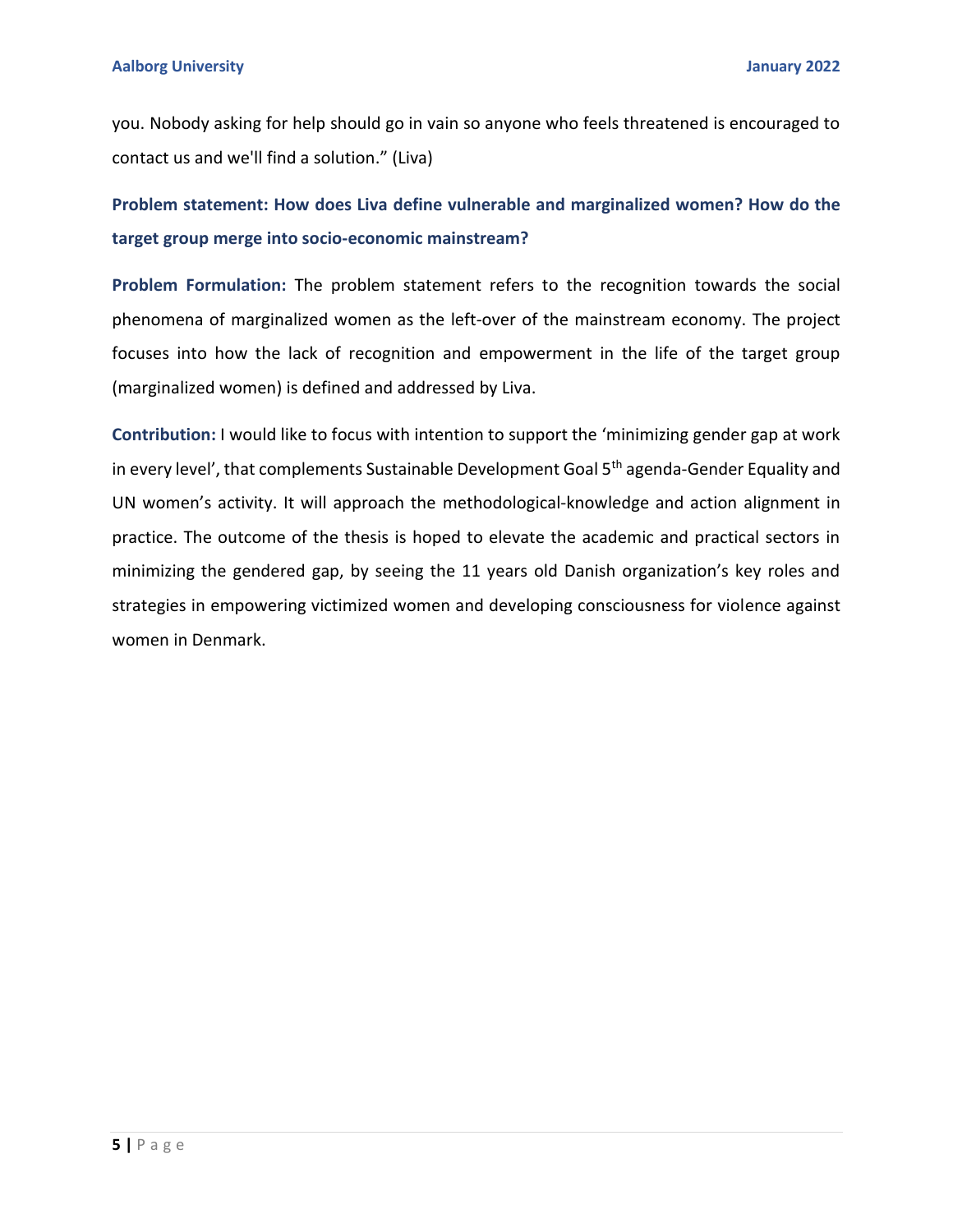you. Nobody asking for help should go in vain so anyone who feels threatened is encouraged to contact us and we'll find a solution." (Liva)

**Problem statement: How does Liva define vulnerable and marginalized women? How do the target group merge into socio-economic mainstream?**

**Problem Formulation:** The problem statement refers to the recognition towards the social phenomena of marginalized women as the left-over of the mainstream economy. The project focuses into how the lack of recognition and empowerment in the life of the target group (marginalized women) is defined and addressed by Liva.

**Contribution:** I would like to focus with intention to support the 'minimizing gender gap at work in every level', that complements Sustainable Development Goal 5$^{th}$ agenda-Gender Equality and UN women's activity. It will approach the methodological-knowledge and action alignment in practice. The outcome of the thesis is hoped to elevate the academic and practical sectors in minimizing the gendered gap, by seeing the 11 years old Danish organization's key roles and strategies in empowering victimized women and developing consciousness for violence against women in Denmark.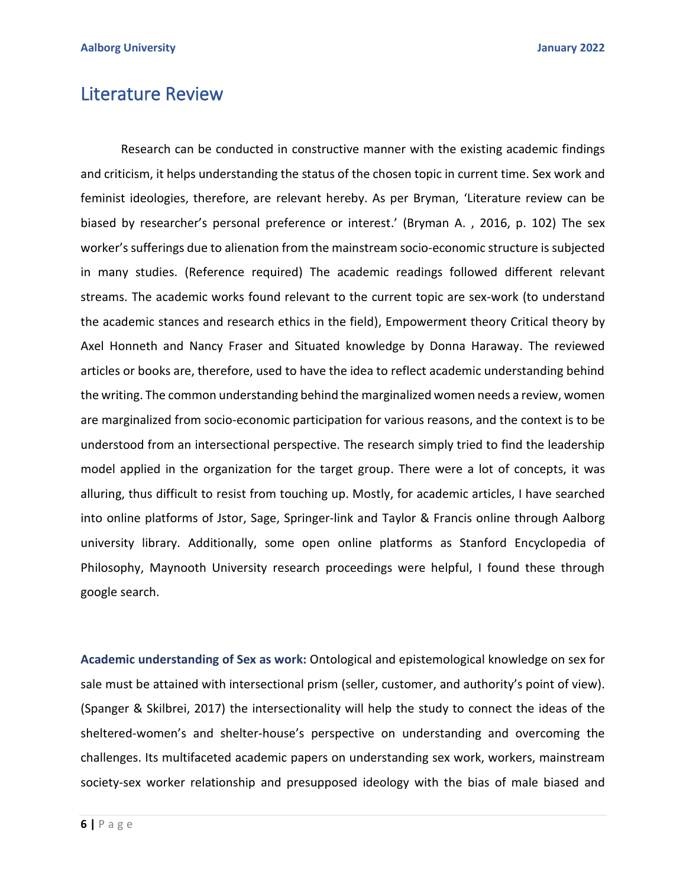# Literature Review

Research can be conducted in constructive manner with the existing academic findings and criticism, it helps understanding the status of the chosen topic in current time. Sex work and feminist ideologies, therefore, are relevant hereby. As per Bryman, 'Literature review can be biased by researcher's personal preference or interest.' (Bryman A. , 2016, p. 102) The sex worker's sufferings due to alienation from the mainstream socio-economic structure is subjected in many studies. (Reference required) The academic readings followed different relevant streams. The academic works found relevant to the current topic are sex-work (to understand the academic stances and research ethics in the field), Empowerment theory Critical theory by Axel Honneth and Nancy Fraser and Situated knowledge by Donna Haraway. The reviewed articles or books are, therefore, used to have the idea to reflect academic understanding behind the writing. The common understanding behind the marginalized women needs a review, women are marginalized from socio-economic participation for various reasons, and the context is to be understood from an intersectional perspective. The research simply tried to find the leadership model applied in the organization for the target group. There were a lot of concepts, it was alluring, thus difficult to resist from touching up. Mostly, for academic articles, I have searched into online platforms of Jstor, Sage, Springer-link and Taylor & Francis online through Aalborg university library. Additionally, some open online platforms as Stanford Encyclopedia of Philosophy, Maynooth University research proceedings were helpful, I found these through google search.

**Academic understanding of Sex as work:** Ontological and epistemological knowledge on sex for sale must be attained with intersectional prism (seller, customer, and authority's point of view). (Spanger & Skilbrei, 2017) the intersectionality will help the study to connect the ideas of the sheltered-women's and shelter-house's perspective on understanding and overcoming the challenges. Its multifaceted academic papers on understanding sex work, workers, mainstream society-sex worker relationship and presupposed ideology with the bias of male biased and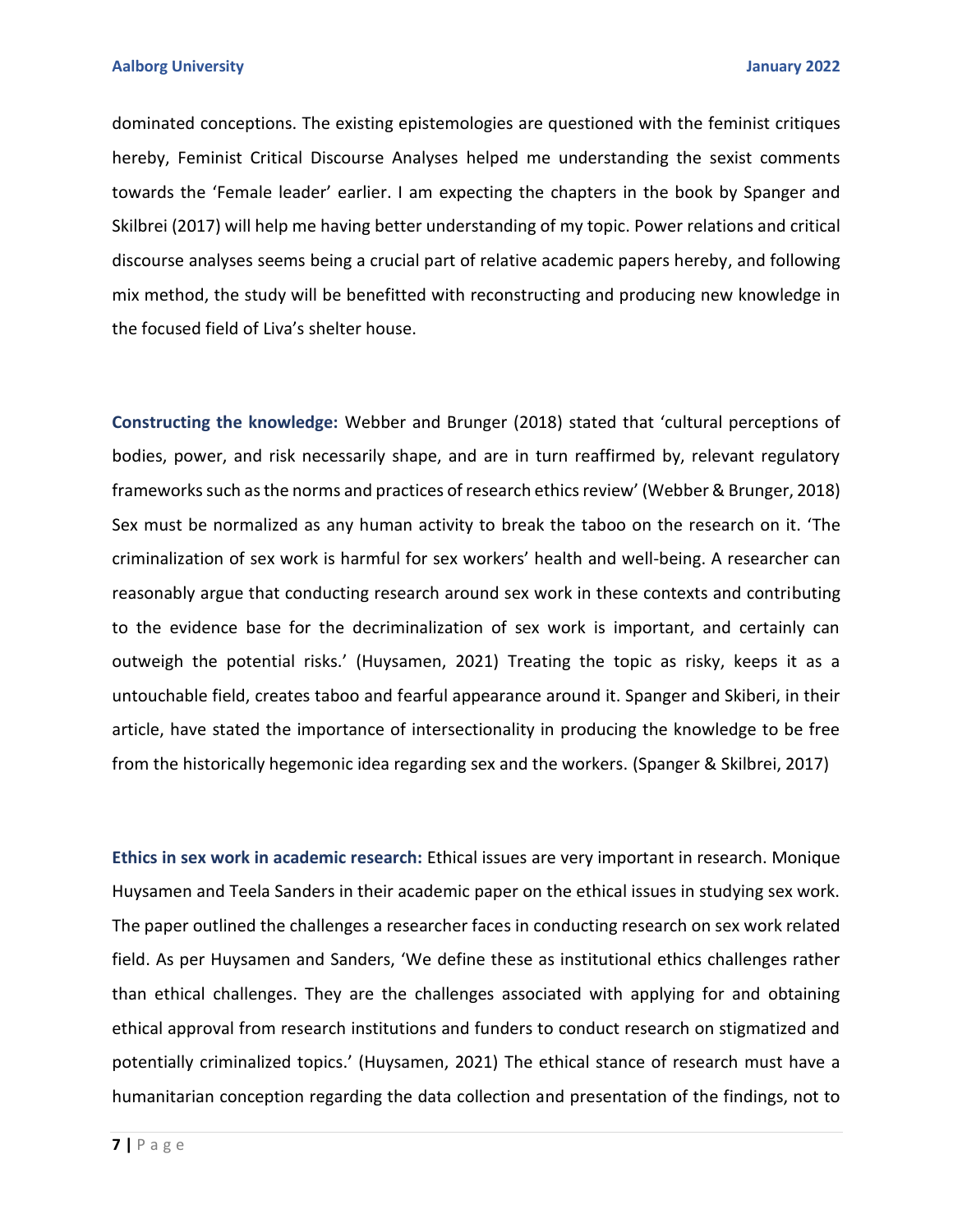dominated conceptions. The existing epistemologies are questioned with the feminist critiques hereby, Feminist Critical Discourse Analyses helped me understanding the sexist comments towards the 'Female leader' earlier. I am expecting the chapters in the book by Spanger and Skilbrei (2017) will help me having better understanding of my topic. Power relations and critical discourse analyses seems being a crucial part of relative academic papers hereby, and following mix method, the study will be benefitted with reconstructing and producing new knowledge in the focused field of Liva's shelter house.

**Constructing the knowledge:** Webber and Brunger (2018) stated that 'cultural perceptions of bodies, power, and risk necessarily shape, and are in turn reaffirmed by, relevant regulatory frameworks such as the norms and practices of research ethics review' (Webber & Brunger, 2018) Sex must be normalized as any human activity to break the taboo on the research on it. 'The criminalization of sex work is harmful for sex workers' health and well-being. A researcher can reasonably argue that conducting research around sex work in these contexts and contributing to the evidence base for the decriminalization of sex work is important, and certainly can outweigh the potential risks.' (Huysamen, 2021) Treating the topic as risky, keeps it as a untouchable field, creates taboo and fearful appearance around it. Spanger and Skiberi, in their article, have stated the importance of intersectionality in producing the knowledge to be free from the historically hegemonic idea regarding sex and the workers. (Spanger & Skilbrei, 2017)

**Ethics in sex work in academic research:** Ethical issues are very important in research. Monique Huysamen and Teela Sanders in their academic paper on the ethical issues in studying sex work. The paper outlined the challenges a researcher faces in conducting research on sex work related field. As per Huysamen and Sanders, 'We define these as institutional ethics challenges rather than ethical challenges. They are the challenges associated with applying for and obtaining ethical approval from research institutions and funders to conduct research on stigmatized and potentially criminalized topics.' (Huysamen, 2021) The ethical stance of research must have a humanitarian conception regarding the data collection and presentation of the findings, not to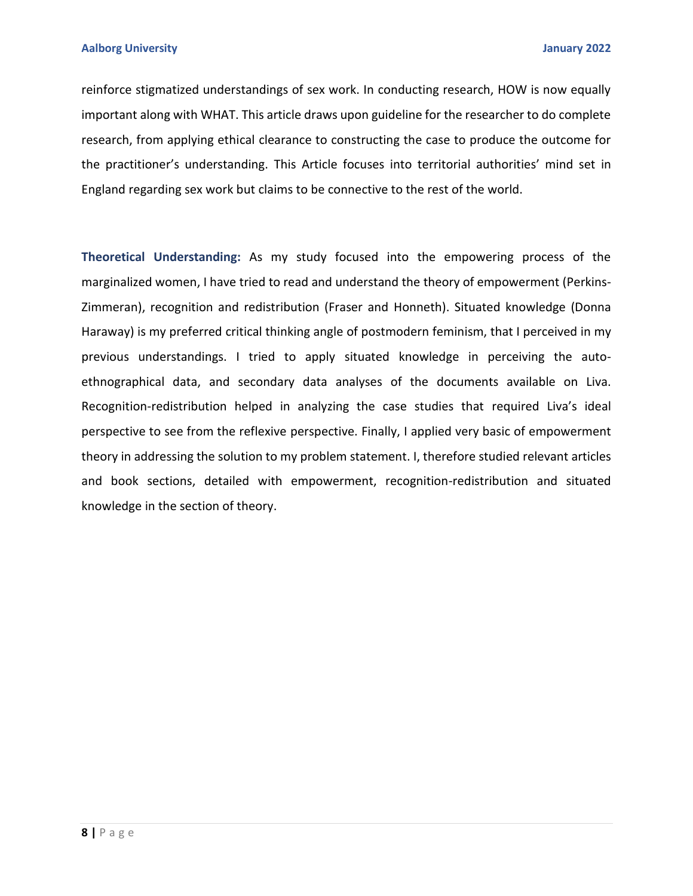reinforce stigmatized understandings of sex work. In conducting research, HOW is now equally important along with WHAT. This article draws upon guideline for the researcher to do complete research, from applying ethical clearance to constructing the case to produce the outcome for the practitioner's understanding. This Article focuses into territorial authorities' mind set in England regarding sex work but claims to be connective to the rest of the world.

**Theoretical Understanding:** As my study focused into the empowering process of the marginalized women, I have tried to read and understand the theory of empowerment (Perkins-Zimmeran), recognition and redistribution (Fraser and Honneth). Situated knowledge (Donna Haraway) is my preferred critical thinking angle of postmodern feminism, that I perceived in my previous understandings. I tried to apply situated knowledge in perceiving the auto-ethnographical data, and secondary data analyses of the documents available on Liva. Recognition-redistribution helped in analyzing the case studies that required Liva's ideal perspective to see from the reflexive perspective. Finally, I applied very basic of empowerment theory in addressing the solution to my problem statement. I, therefore studied relevant articles and book sections, detailed with empowerment, recognition-redistribution and situated knowledge in the section of theory.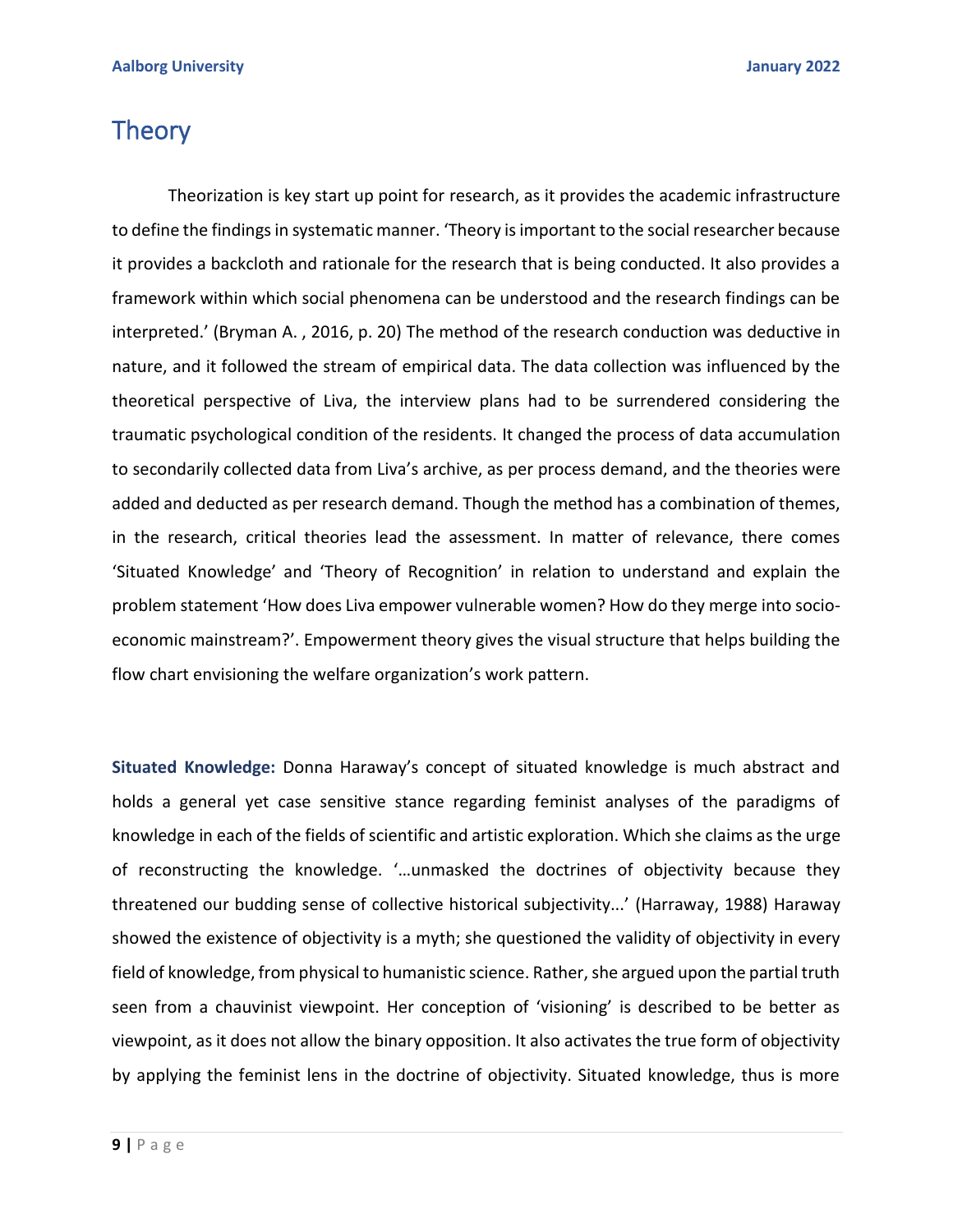# Theory

Theorization is key start up point for research, as it provides the academic infrastructure to define the findings in systematic manner. 'Theory is important to the social researcher because it provides a backcloth and rationale for the research that is being conducted. It also provides a framework within which social phenomena can be understood and the research findings can be interpreted.' (Bryman A. , 2016, p. 20) The method of the research conduction was deductive in nature, and it followed the stream of empirical data. The data collection was influenced by the theoretical perspective of Liva, the interview plans had to be surrendered considering the traumatic psychological condition of the residents. It changed the process of data accumulation to secondarily collected data from Liva's archive, as per process demand, and the theories were added and deducted as per research demand. Though the method has a combination of themes, in the research, critical theories lead the assessment. In matter of relevance, there comes 'Situated Knowledge' and 'Theory of Recognition' in relation to understand and explain the problem statement 'How does Liva empower vulnerable women? How do they merge into socio-economic mainstream?'. Empowerment theory gives the visual structure that helps building the flow chart envisioning the welfare organization's work pattern.

**Situated Knowledge:** Donna Haraway's concept of situated knowledge is much abstract and holds a general yet case sensitive stance regarding feminist analyses of the paradigms of knowledge in each of the fields of scientific and artistic exploration. Which she claims as the urge of reconstructing the knowledge. '…unmasked the doctrines of objectivity because they threatened our budding sense of collective historical subjectivity...' (Harraway, 1988) Haraway showed the existence of objectivity is a myth; she questioned the validity of objectivity in every field of knowledge, from physical to humanistic science. Rather, she argued upon the partial truth seen from a chauvinist viewpoint. Her conception of 'visioning' is described to be better as viewpoint, as it does not allow the binary opposition. It also activates the true form of objectivity by applying the feminist lens in the doctrine of objectivity. Situated knowledge, thus is more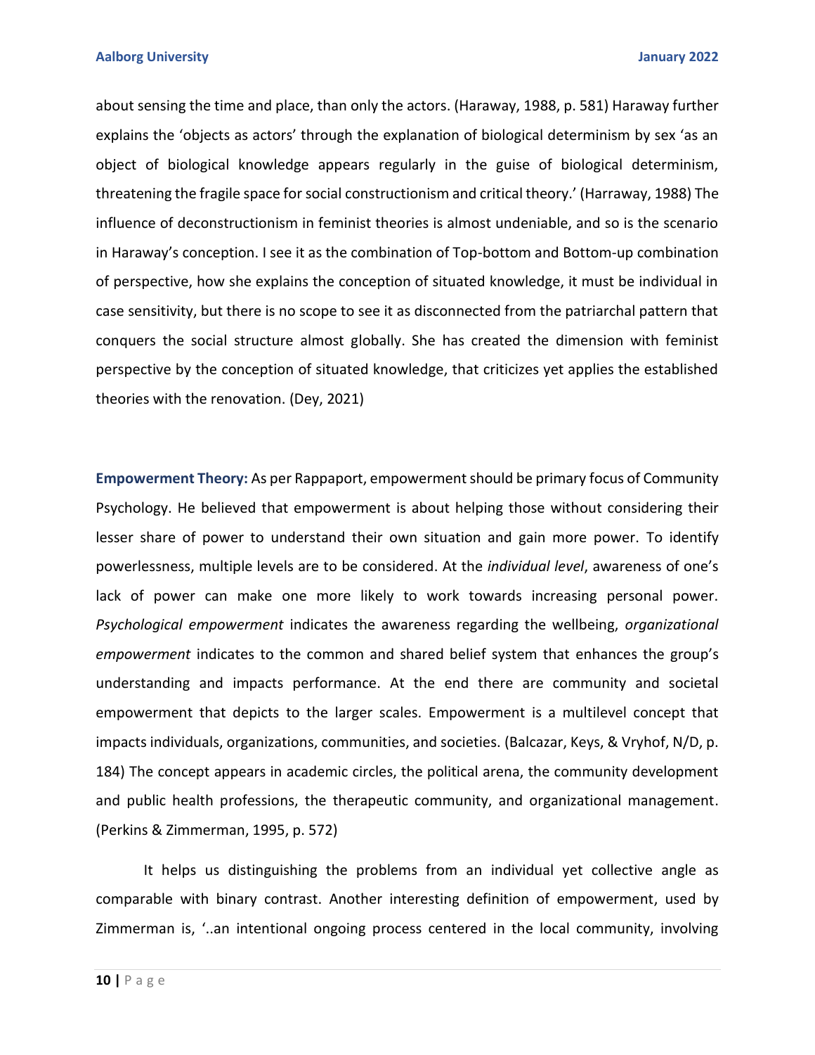about sensing the time and place, than only the actors. (Haraway, 1988, p. 581) Haraway further explains the 'objects as actors' through the explanation of biological determinism by sex 'as an object of biological knowledge appears regularly in the guise of biological determinism, threatening the fragile space for social constructionism and critical theory.' (Harraway, 1988) The influence of deconstructionism in feminist theories is almost undeniable, and so is the scenario in Haraway's conception. I see it as the combination of Top-bottom and Bottom-up combination of perspective, how she explains the conception of situated knowledge, it must be individual in case sensitivity, but there is no scope to see it as disconnected from the patriarchal pattern that conquers the social structure almost globally. She has created the dimension with feminist perspective by the conception of situated knowledge, that criticizes yet applies the established theories with the renovation. (Dey, 2021)

**Empowerment Theory:** As per Rappaport, empowerment should be primary focus of Community Psychology. He believed that empowerment is about helping those without considering their lesser share of power to understand their own situation and gain more power. To identify powerlessness, multiple levels are to be considered. At the *individual level*, awareness of one's lack of power can make one more likely to work towards increasing personal power. *Psychological empowerment* indicates the awareness regarding the wellbeing, *organizational empowerment* indicates to the common and shared belief system that enhances the group's understanding and impacts performance. At the end there are community and societal empowerment that depicts to the larger scales. Empowerment is a multilevel concept that impacts individuals, organizations, communities, and societies. (Balcazar, Keys, & Vryhof, N/D, p. 184) The concept appears in academic circles, the political arena, the community development and public health professions, the therapeutic community, and organizational management. (Perkins & Zimmerman, 1995, p. 572)

It helps us distinguishing the problems from an individual yet collective angle as comparable with binary contrast. Another interesting definition of empowerment, used by Zimmerman is, '..an intentional ongoing process centered in the local community, involving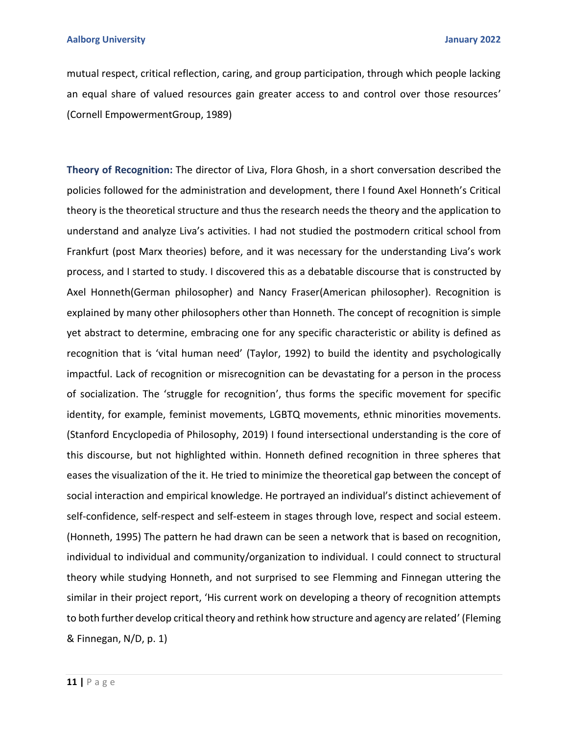mutual respect, critical reflection, caring, and group participation, through which people lacking an equal share of valued resources gain greater access to and control over those resources' (Cornell EmpowermentGroup, 1989)

**Theory of Recognition:** The director of Liva, Flora Ghosh, in a short conversation described the policies followed for the administration and development, there I found Axel Honneth's Critical theory is the theoretical structure and thus the research needs the theory and the application to understand and analyze Liva's activities. I had not studied the postmodern critical school from Frankfurt (post Marx theories) before, and it was necessary for the understanding Liva's work process, and I started to study. I discovered this as a debatable discourse that is constructed by Axel Honneth(German philosopher) and Nancy Fraser(American philosopher). Recognition is explained by many other philosophers other than Honneth. The concept of recognition is simple yet abstract to determine, embracing one for any specific characteristic or ability is defined as recognition that is 'vital human need' (Taylor, 1992) to build the identity and psychologically impactful. Lack of recognition or misrecognition can be devastating for a person in the process of socialization. The 'struggle for recognition', thus forms the specific movement for specific identity, for example, feminist movements, LGBTQ movements, ethnic minorities movements. (Stanford Encyclopedia of Philosophy, 2019) I found intersectional understanding is the core of this discourse, but not highlighted within. Honneth defined recognition in three spheres that eases the visualization of the it. He tried to minimize the theoretical gap between the concept of social interaction and empirical knowledge. He portrayed an individual's distinct achievement of self-confidence, self-respect and self-esteem in stages through love, respect and social esteem. (Honneth, 1995) The pattern he had drawn can be seen a network that is based on recognition, individual to individual and community/organization to individual. I could connect to structural theory while studying Honneth, and not surprised to see Flemming and Finnegan uttering the similar in their project report, 'His current work on developing a theory of recognition attempts to both further develop critical theory and rethink how structure and agency are related' (Fleming & Finnegan, N/D, p. 1)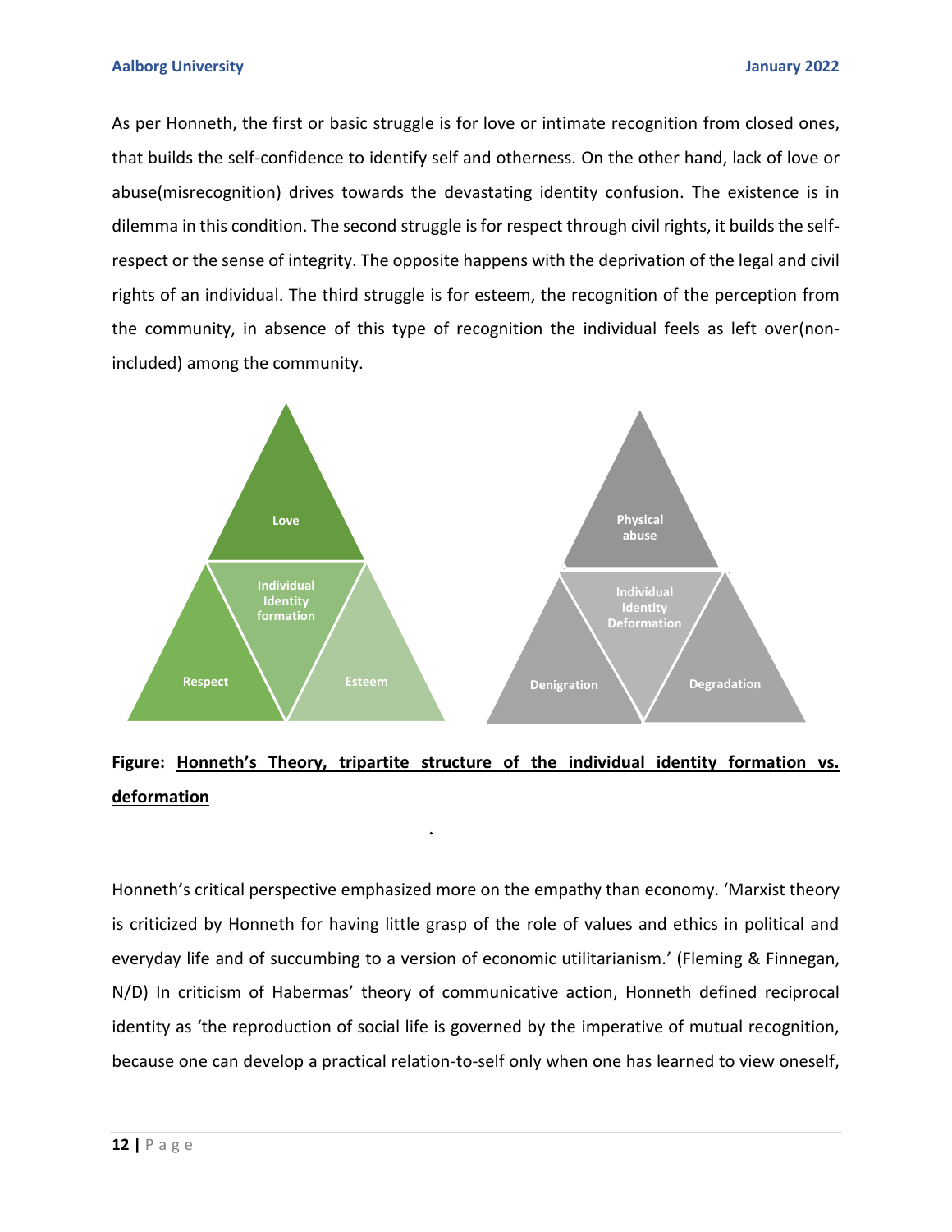As per Honneth, the first or basic struggle is for love or intimate recognition from closed ones, that builds the self-confidence to identify self and otherness. On the other hand, lack of love or abuse(misrecognition) drives towards the devastating identity confusion. The existence is in dilemma in this condition. The second struggle is for respect through civil rights, it builds the self-respect or the sense of integrity. The opposite happens with the deprivation of the legal and civil rights of an individual. The third struggle is for esteem, the recognition of the perception from the community, in absence of this type of recognition the individual feels as left over(non-included) among the community.

Love

Individual Identity formation

Respect

Esteem

Physical abuse

Individual Identity Deformation

Denigration

Degradation

**Figure: <u>Honneth's Theory, tripartite structure of the individual identity formation vs. deformation</u>**

Honneth's critical perspective emphasized more on the empathy than economy. 'Marxist theory is criticized by Honneth for having little grasp of the role of values and ethics in political and everyday life and of succumbing to a version of economic utilitarianism.' (Fleming & Finnegan, N/D) In criticism of Habermas' theory of communicative action, Honneth defined reciprocal identity as 'the reproduction of social life is governed by the imperative of mutual recognition, because one can develop a practical relation-to-self only when one has learned to view oneself,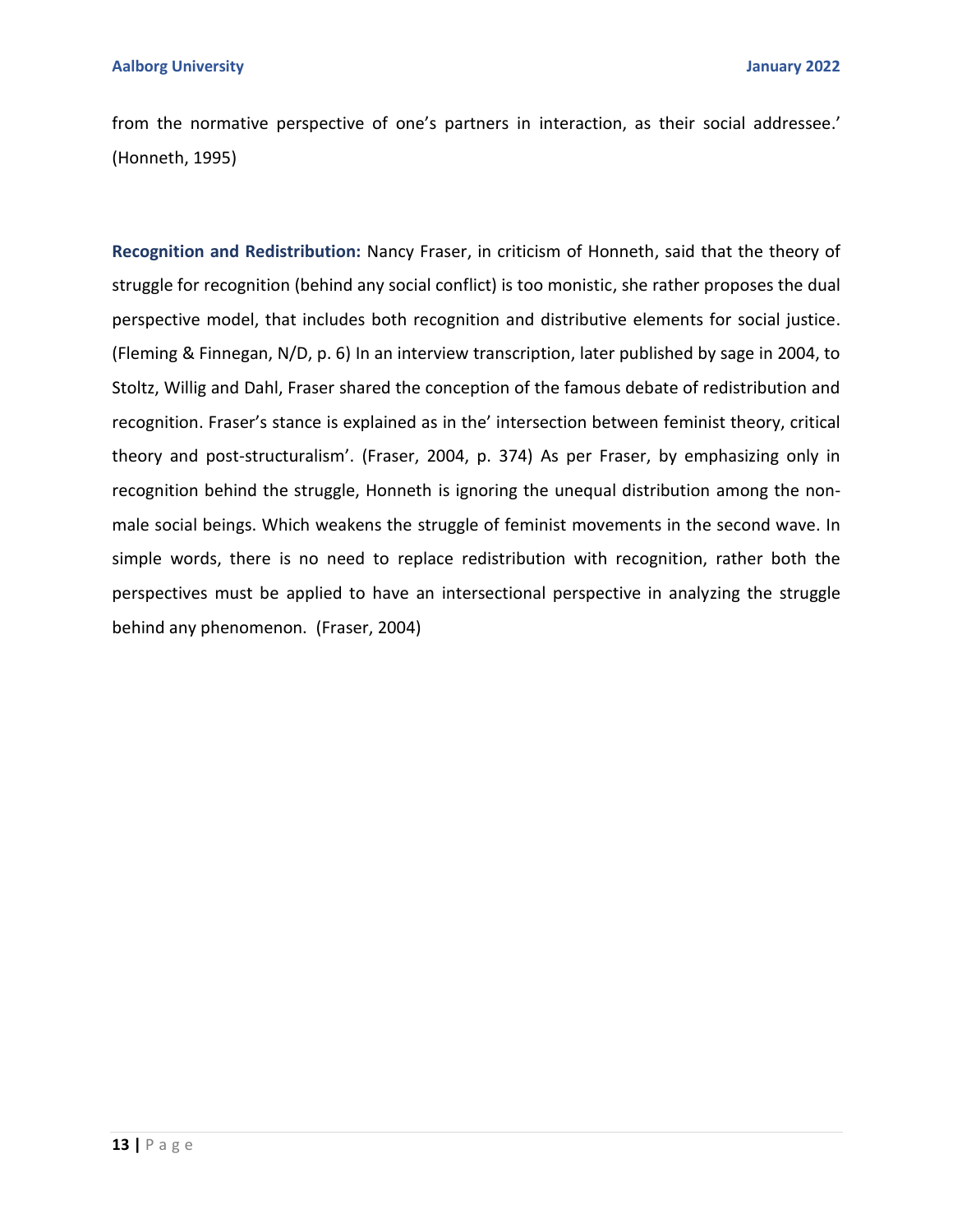from the normative perspective of one's partners in interaction, as their social addressee.' (Honneth, 1995)

**Recognition and Redistribution:** Nancy Fraser, in criticism of Honneth, said that the theory of struggle for recognition (behind any social conflict) is too monistic, she rather proposes the dual perspective model, that includes both recognition and distributive elements for social justice. (Fleming & Finnegan, N/D, p. 6) In an interview transcription, later published by sage in 2004, to Stoltz, Willig and Dahl, Fraser shared the conception of the famous debate of redistribution and recognition. Fraser's stance is explained as in the' intersection between feminist theory, critical theory and post-structuralism'. (Fraser, 2004, p. 374) As per Fraser, by emphasizing only in recognition behind the struggle, Honneth is ignoring the unequal distribution among the non-male social beings. Which weakens the struggle of feminist movements in the second wave. In simple words, there is no need to replace redistribution with recognition, rather both the perspectives must be applied to have an intersectional perspective in analyzing the struggle behind any phenomenon. (Fraser, 2004)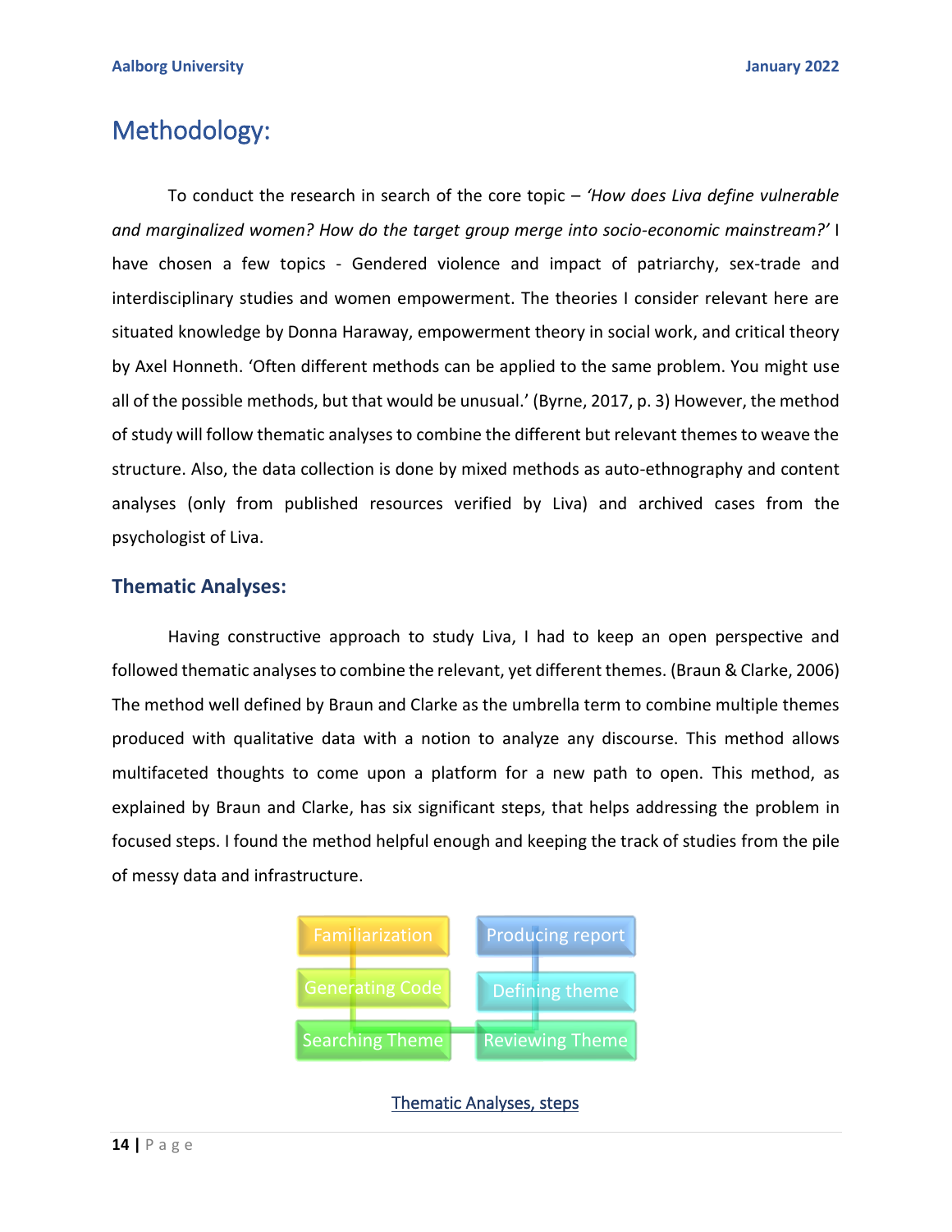# Methodology:

To conduct the research in search of the core topic – *'How does Liva define vulnerable and marginalized women? How do the target group merge into socio-economic mainstream?'* I have chosen a few topics - Gendered violence and impact of patriarchy, sex-trade and interdisciplinary studies and women empowerment. The theories I consider relevant here are situated knowledge by Donna Haraway, empowerment theory in social work, and critical theory by Axel Honneth. 'Often different methods can be applied to the same problem. You might use all of the possible methods, but that would be unusual.' (Byrne, 2017, p. 3) However, the method of study will follow thematic analyses to combine the different but relevant themes to weave the structure. Also, the data collection is done by mixed methods as auto-ethnography and content analyses (only from published resources verified by Liva) and archived cases from the psychologist of Liva.

## Thematic Analyses:

Having constructive approach to study Liva, I had to keep an open perspective and followed thematic analyses to combine the relevant, yet different themes. (Braun & Clarke, 2006) The method well defined by Braun and Clarke as the umbrella term to combine multiple themes produced with qualitative data with a notion to analyze any discourse. This method allows multifaceted thoughts to come upon a platform for a new path to open. This method, as explained by Braun and Clarke, has six significant steps, that helps addressing the problem in focused steps. I found the method helpful enough and keeping the track of studies from the pile of messy data and infrastructure.

Familiarization → Generating Code → Searching Theme → Reviewing Theme → Defining theme → Producing report

Thematic Analyses, steps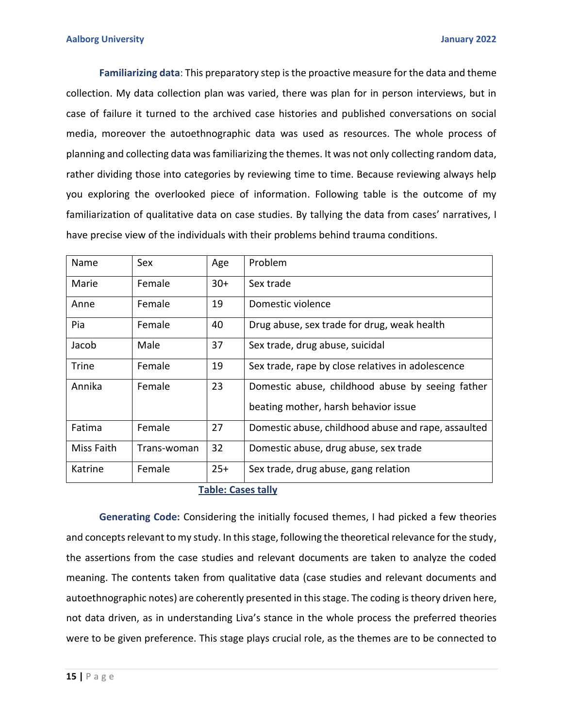**Familiarizing data**: This preparatory step is the proactive measure for the data and theme collection. My data collection plan was varied, there was plan for in person interviews, but in case of failure it turned to the archived case histories and published conversations on social media, moreover the autoethnographic data was used as resources. The whole process of planning and collecting data was familiarizing the themes. It was not only collecting random data, rather dividing those into categories by reviewing time to time. Because reviewing always help you exploring the overlooked piece of information. Following table is the outcome of my familiarization of qualitative data on case studies. By tallying the data from cases' narratives, I have precise view of the individuals with their problems behind trauma conditions.

| Name | Sex | Age | Problem |
|---|---|---|---|
| Marie | Female | 30+ | Sex trade |
| Anne | Female | 19 | Domestic violence |
| Pia | Female | 40 | Drug abuse, sex trade for drug, weak health |
| Jacob | Male | 37 | Sex trade, drug abuse, suicidal |
| Trine | Female | 19 | Sex trade, rape by close relatives in adolescence |
| Annika | Female | 23 | Domestic abuse, childhood abuse by seeing father beating mother, harsh behavior issue |
| Fatima | Female | 27 | Domestic abuse, childhood abuse and rape, assaulted |
| Miss Faith | Trans-woman | 32 | Domestic abuse, drug abuse, sex trade |
| Katrine | Female | 25+ | Sex trade, drug abuse, gang relation |

**Table: Cases tally**

**Generating Code:** Considering the initially focused themes, I had picked a few theories and concepts relevant to my study. In this stage, following the theoretical relevance for the study, the assertions from the case studies and relevant documents are taken to analyze the coded meaning. The contents taken from qualitative data (case studies and relevant documents and autoethnographic notes) are coherently presented in this stage. The coding is theory driven here, not data driven, as in understanding Liva's stance in the whole process the preferred theories were to be given preference. This stage plays crucial role, as the themes are to be connected to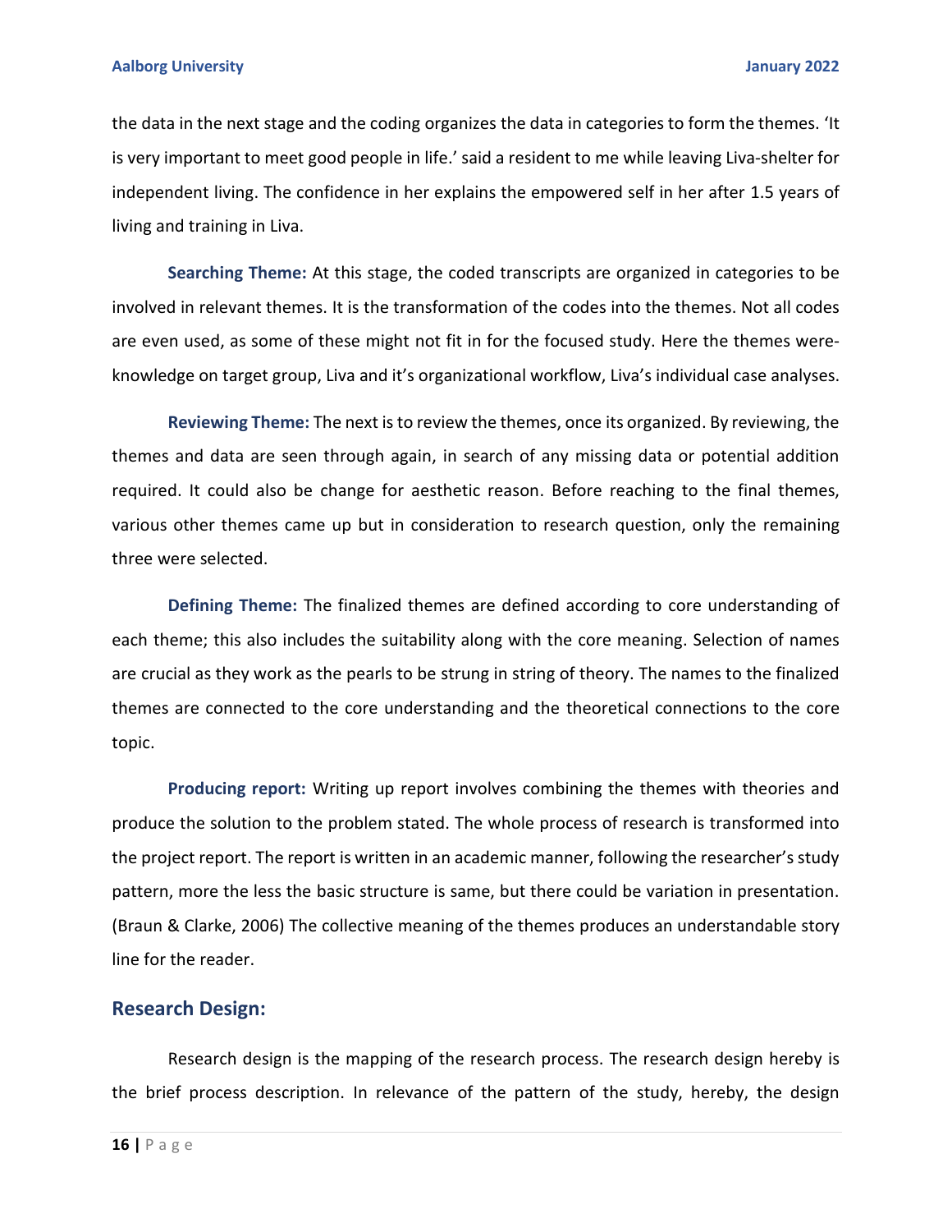the data in the next stage and the coding organizes the data in categories to form the themes. 'It is very important to meet good people in life.' said a resident to me while leaving Liva-shelter for independent living. The confidence in her explains the empowered self in her after 1.5 years of living and training in Liva.

**Searching Theme:** At this stage, the coded transcripts are organized in categories to be involved in relevant themes. It is the transformation of the codes into the themes. Not all codes are even used, as some of these might not fit in for the focused study. Here the themes were- knowledge on target group, Liva and it's organizational workflow, Liva's individual case analyses.

**Reviewing Theme:** The next is to review the themes, once its organized. By reviewing, the themes and data are seen through again, in search of any missing data or potential addition required. It could also be change for aesthetic reason. Before reaching to the final themes, various other themes came up but in consideration to research question, only the remaining three were selected.

**Defining Theme:** The finalized themes are defined according to core understanding of each theme; this also includes the suitability along with the core meaning. Selection of names are crucial as they work as the pearls to be strung in string of theory. The names to the finalized themes are connected to the core understanding and the theoretical connections to the core topic.

**Producing report:** Writing up report involves combining the themes with theories and produce the solution to the problem stated. The whole process of research is transformed into the project report. The report is written in an academic manner, following the researcher's study pattern, more the less the basic structure is same, but there could be variation in presentation. (Braun & Clarke, 2006) The collective meaning of the themes produces an understandable story line for the reader.

## Research Design:

Research design is the mapping of the research process. The research design hereby is the brief process description. In relevance of the pattern of the study, hereby, the design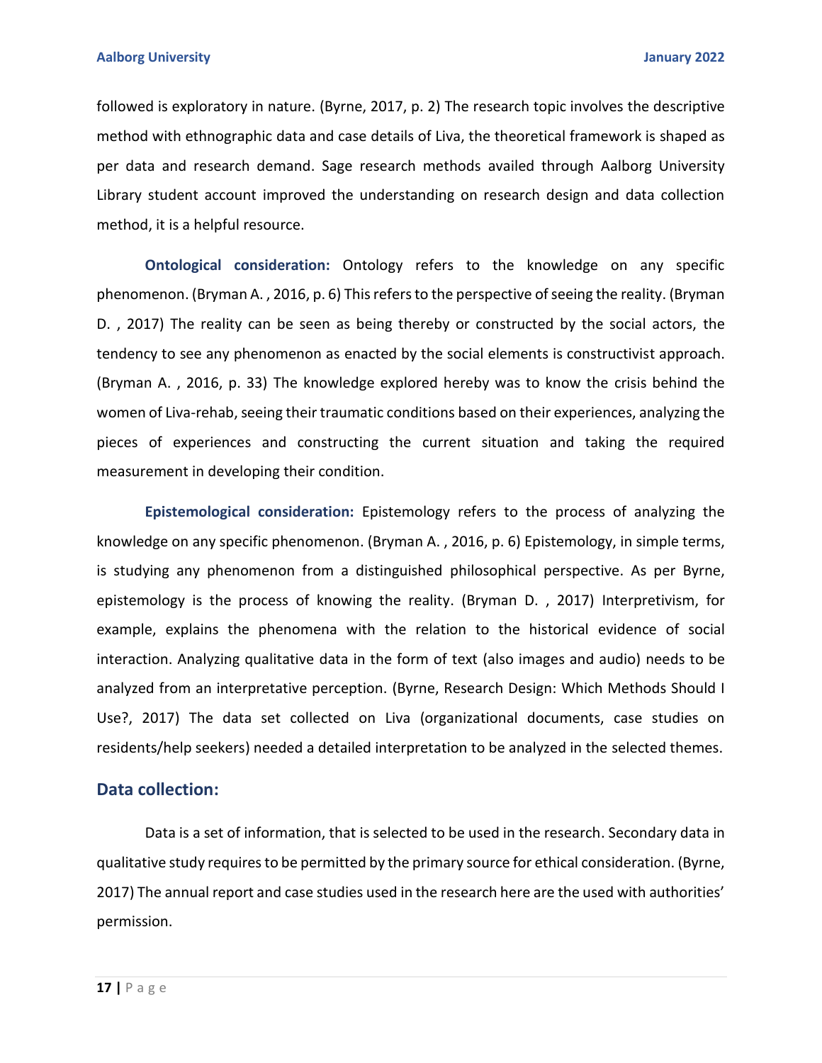followed is exploratory in nature. (Byrne, 2017, p. 2) The research topic involves the descriptive method with ethnographic data and case details of Liva, the theoretical framework is shaped as per data and research demand. Sage research methods availed through Aalborg University Library student account improved the understanding on research design and data collection method, it is a helpful resource.

**Ontological consideration:** Ontology refers to the knowledge on any specific phenomenon. (Bryman A. , 2016, p. 6) This refers to the perspective of seeing the reality. (Bryman D. , 2017) The reality can be seen as being thereby or constructed by the social actors, the tendency to see any phenomenon as enacted by the social elements is constructivist approach. (Bryman A. , 2016, p. 33) The knowledge explored hereby was to know the crisis behind the women of Liva-rehab, seeing their traumatic conditions based on their experiences, analyzing the pieces of experiences and constructing the current situation and taking the required measurement in developing their condition.

**Epistemological consideration:** Epistemology refers to the process of analyzing the knowledge on any specific phenomenon. (Bryman A. , 2016, p. 6) Epistemology, in simple terms, is studying any phenomenon from a distinguished philosophical perspective. As per Byrne, epistemology is the process of knowing the reality. (Bryman D. , 2017) Interpretivism, for example, explains the phenomena with the relation to the historical evidence of social interaction. Analyzing qualitative data in the form of text (also images and audio) needs to be analyzed from an interpretative perception. (Byrne, Research Design: Which Methods Should I Use?, 2017) The data set collected on Liva (organizational documents, case studies on residents/help seekers) needed a detailed interpretation to be analyzed in the selected themes.

## Data collection:

Data is a set of information, that is selected to be used in the research. Secondary data in qualitative study requires to be permitted by the primary source for ethical consideration. (Byrne, 2017) The annual report and case studies used in the research here are the used with authorities' permission.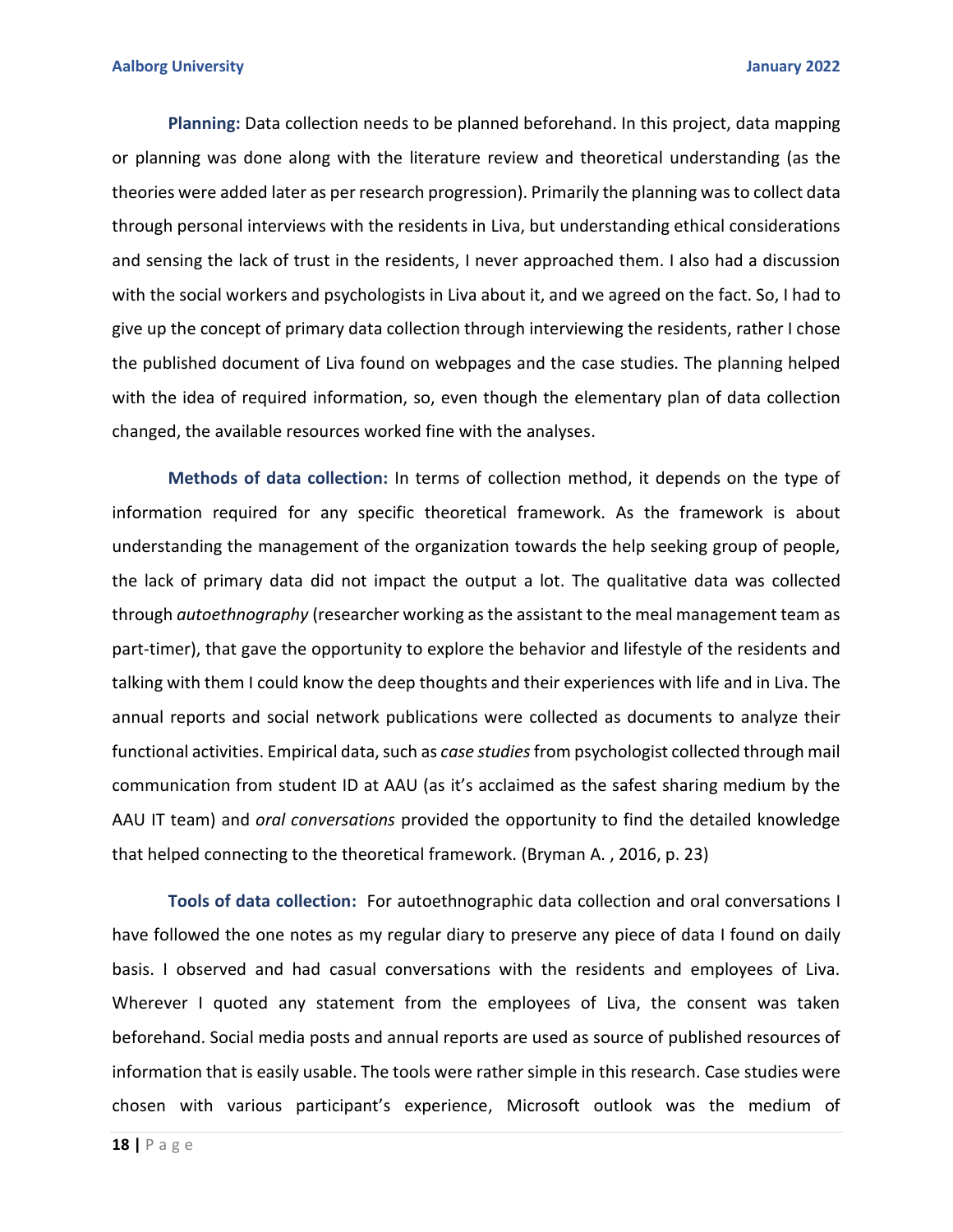**Planning:** Data collection needs to be planned beforehand. In this project, data mapping or planning was done along with the literature review and theoretical understanding (as the theories were added later as per research progression). Primarily the planning was to collect data through personal interviews with the residents in Liva, but understanding ethical considerations and sensing the lack of trust in the residents, I never approached them. I also had a discussion with the social workers and psychologists in Liva about it, and we agreed on the fact. So, I had to give up the concept of primary data collection through interviewing the residents, rather I chose the published document of Liva found on webpages and the case studies. The planning helped with the idea of required information, so, even though the elementary plan of data collection changed, the available resources worked fine with the analyses.

**Methods of data collection:** In terms of collection method, it depends on the type of information required for any specific theoretical framework. As the framework is about understanding the management of the organization towards the help seeking group of people, the lack of primary data did not impact the output a lot. The qualitative data was collected through *autoethnography* (researcher working as the assistant to the meal management team as part-timer), that gave the opportunity to explore the behavior and lifestyle of the residents and talking with them I could know the deep thoughts and their experiences with life and in Liva. The annual reports and social network publications were collected as documents to analyze their functional activities. Empirical data, such as *case studies* from psychologist collected through mail communication from student ID at AAU (as it's acclaimed as the safest sharing medium by the AAU IT team) and *oral conversations* provided the opportunity to find the detailed knowledge that helped connecting to the theoretical framework. (Bryman A. , 2016, p. 23)

**Tools of data collection:** For autoethnographic data collection and oral conversations I have followed the one notes as my regular diary to preserve any piece of data I found on daily basis. I observed and had casual conversations with the residents and employees of Liva. Wherever I quoted any statement from the employees of Liva, the consent was taken beforehand. Social media posts and annual reports are used as source of published resources of information that is easily usable. The tools were rather simple in this research. Case studies were chosen with various participant's experience, Microsoft outlook was the medium of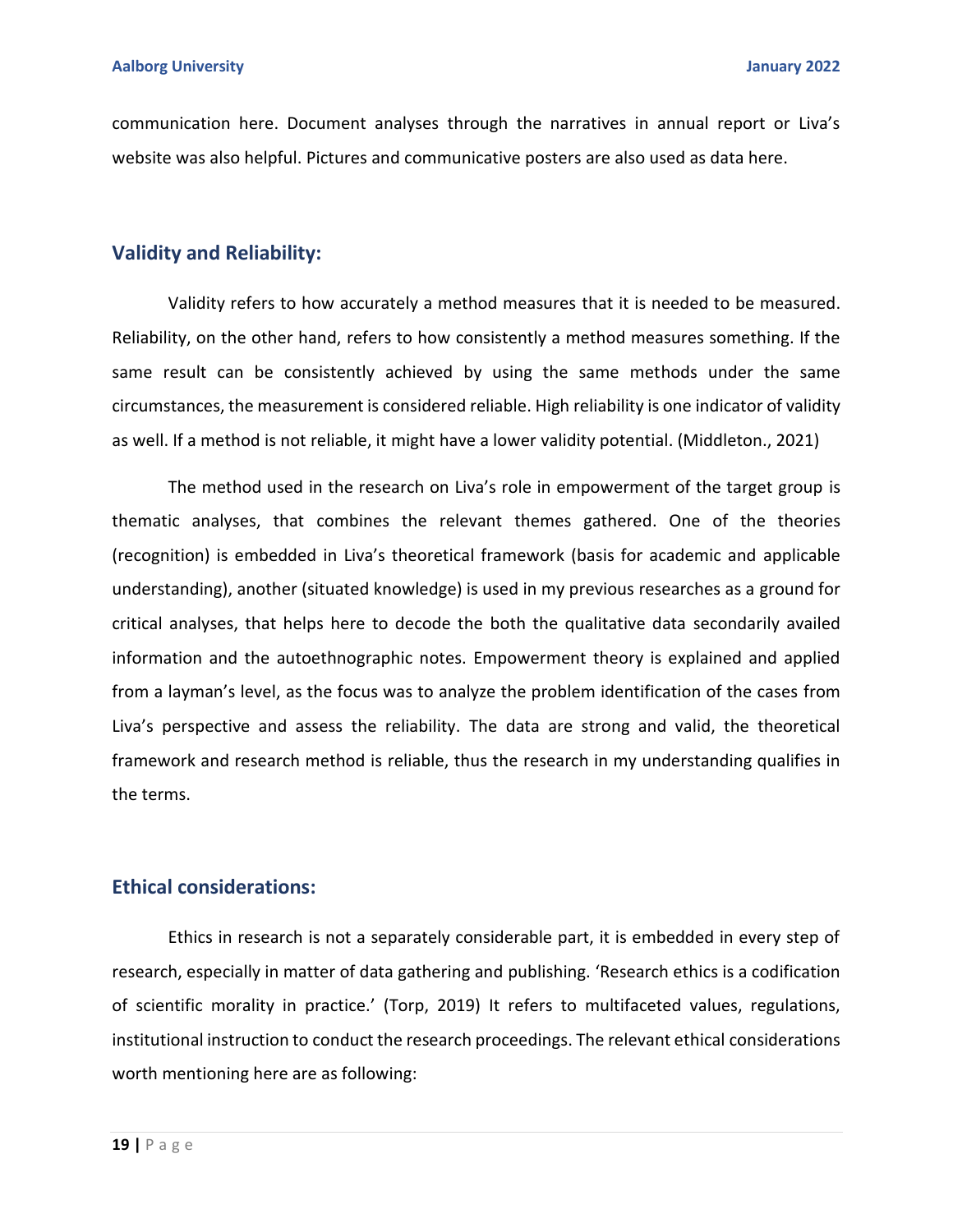communication here. Document analyses through the narratives in annual report or Liva's website was also helpful. Pictures and communicative posters are also used as data here.

## Validity and Reliability:

Validity refers to how accurately a method measures that it is needed to be measured. Reliability, on the other hand, refers to how consistently a method measures something. If the same result can be consistently achieved by using the same methods under the same circumstances, the measurement is considered reliable. High reliability is one indicator of validity as well. If a method is not reliable, it might have a lower validity potential. (Middleton., 2021)

The method used in the research on Liva's role in empowerment of the target group is thematic analyses, that combines the relevant themes gathered. One of the theories (recognition) is embedded in Liva's theoretical framework (basis for academic and applicable understanding), another (situated knowledge) is used in my previous researches as a ground for critical analyses, that helps here to decode the both the qualitative data secondarily availed information and the autoethnographic notes. Empowerment theory is explained and applied from a layman's level, as the focus was to analyze the problem identification of the cases from Liva's perspective and assess the reliability. The data are strong and valid, the theoretical framework and research method is reliable, thus the research in my understanding qualifies in the terms.

## Ethical considerations:

Ethics in research is not a separately considerable part, it is embedded in every step of research, especially in matter of data gathering and publishing. 'Research ethics is a codification of scientific morality in practice.' (Torp, 2019) It refers to multifaceted values, regulations, institutional instruction to conduct the research proceedings. The relevant ethical considerations worth mentioning here are as following: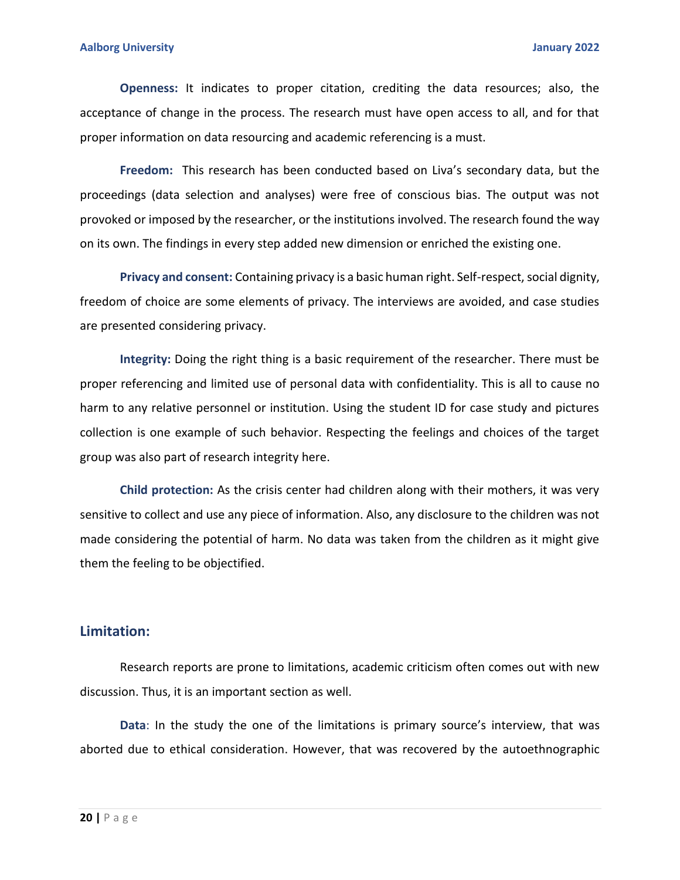**Openness:** It indicates to proper citation, crediting the data resources; also, the acceptance of change in the process. The research must have open access to all, and for that proper information on data resourcing and academic referencing is a must.

**Freedom:** This research has been conducted based on Liva's secondary data, but the proceedings (data selection and analyses) were free of conscious bias. The output was not provoked or imposed by the researcher, or the institutions involved. The research found the way on its own. The findings in every step added new dimension or enriched the existing one.

**Privacy and consent:** Containing privacy is a basic human right. Self-respect, social dignity, freedom of choice are some elements of privacy. The interviews are avoided, and case studies are presented considering privacy.

**Integrity:** Doing the right thing is a basic requirement of the researcher. There must be proper referencing and limited use of personal data with confidentiality. This is all to cause no harm to any relative personnel or institution. Using the student ID for case study and pictures collection is one example of such behavior. Respecting the feelings and choices of the target group was also part of research integrity here.

**Child protection:** As the crisis center had children along with their mothers, it was very sensitive to collect and use any piece of information. Also, any disclosure to the children was not made considering the potential of harm. No data was taken from the children as it might give them the feeling to be objectified.

## Limitation:

Research reports are prone to limitations, academic criticism often comes out with new discussion. Thus, it is an important section as well.

**Data**: In the study the one of the limitations is primary source's interview, that was aborted due to ethical consideration. However, that was recovered by the autoethnographic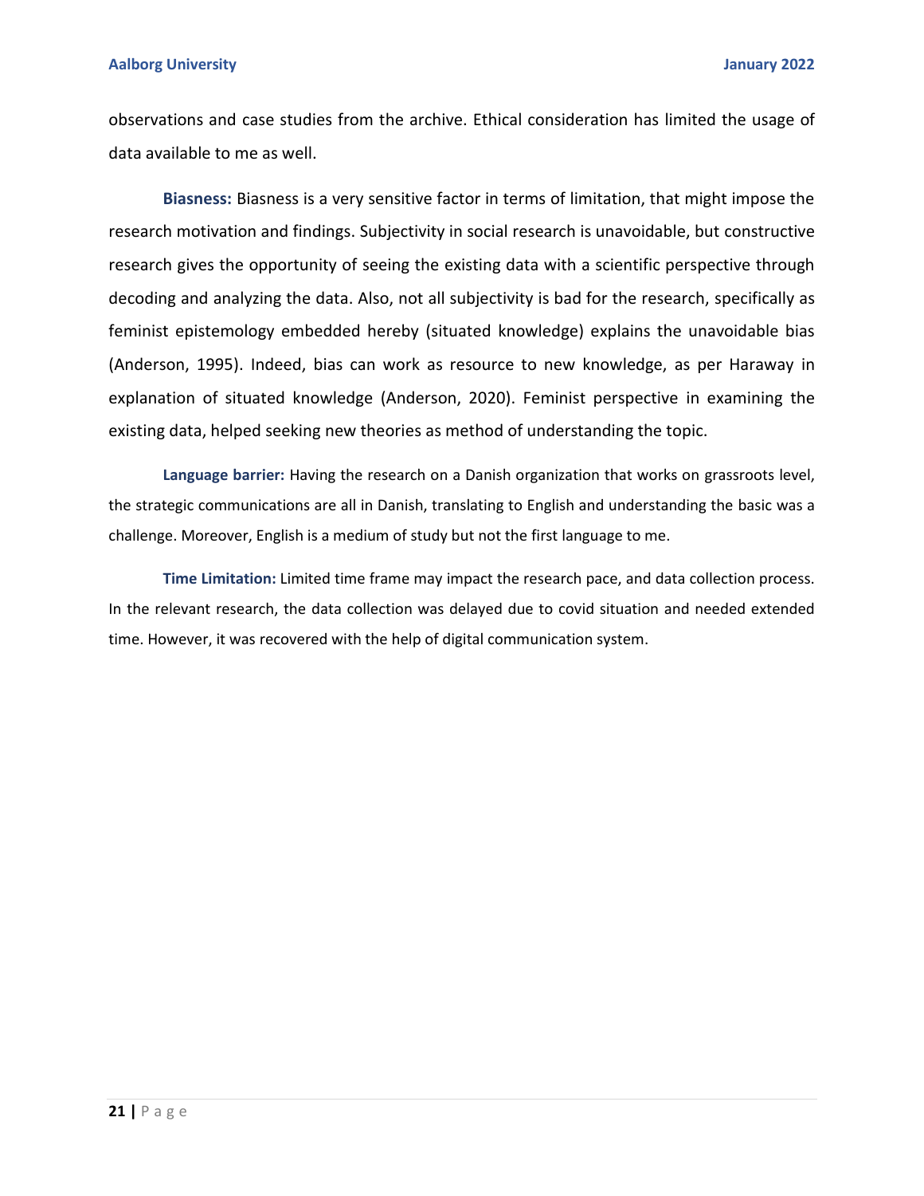observations and case studies from the archive. Ethical consideration has limited the usage of data available to me as well.

**Biasness:** Biasness is a very sensitive factor in terms of limitation, that might impose the research motivation and findings. Subjectivity in social research is unavoidable, but constructive research gives the opportunity of seeing the existing data with a scientific perspective through decoding and analyzing the data. Also, not all subjectivity is bad for the research, specifically as feminist epistemology embedded hereby (situated knowledge) explains the unavoidable bias (Anderson, 1995). Indeed, bias can work as resource to new knowledge, as per Haraway in explanation of situated knowledge (Anderson, 2020). Feminist perspective in examining the existing data, helped seeking new theories as method of understanding the topic.

**Language barrier:** Having the research on a Danish organization that works on grassroots level, the strategic communications are all in Danish, translating to English and understanding the basic was a challenge. Moreover, English is a medium of study but not the first language to me.

**Time Limitation:** Limited time frame may impact the research pace, and data collection process. In the relevant research, the data collection was delayed due to covid situation and needed extended time. However, it was recovered with the help of digital communication system.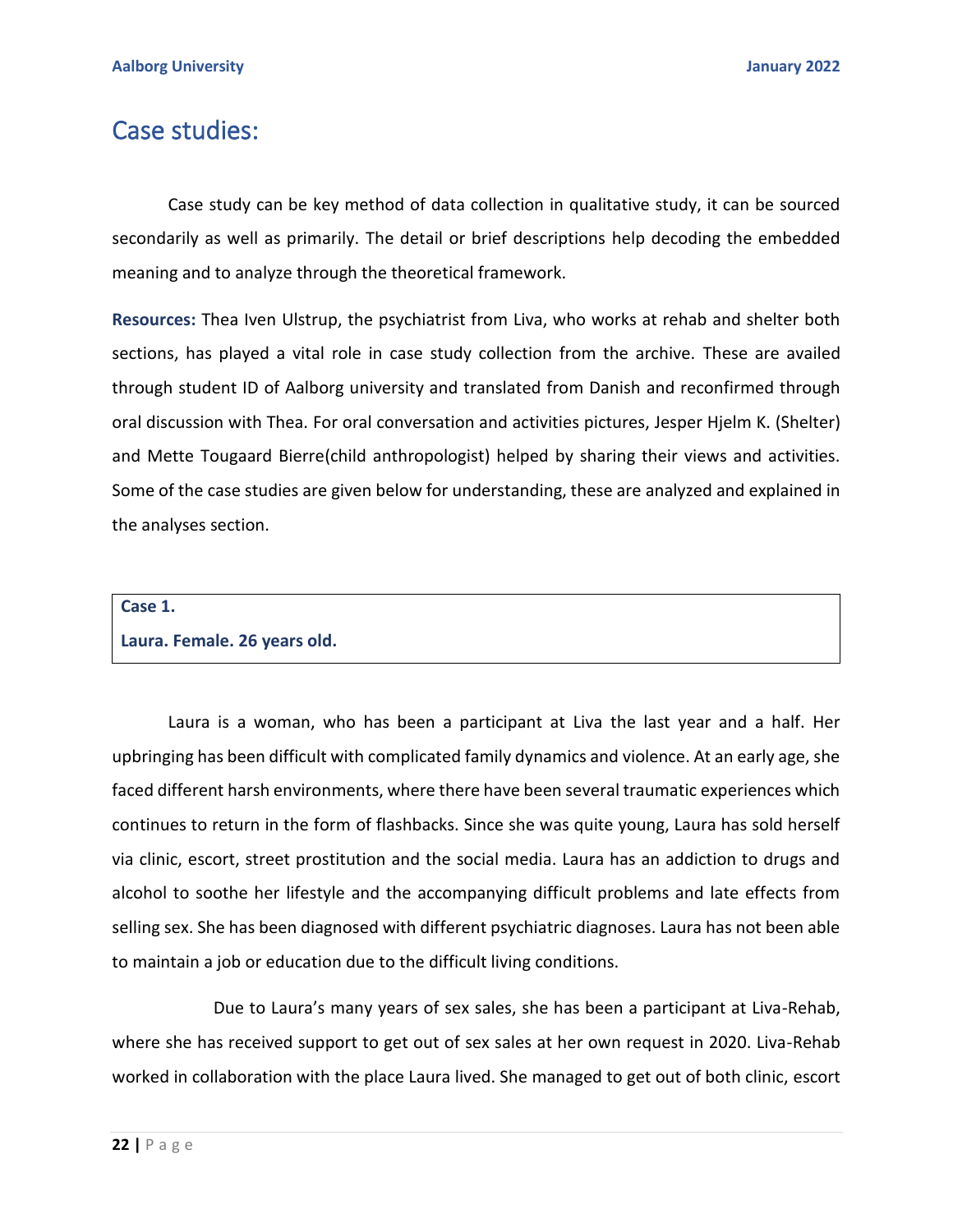## Case studies:

Case study can be key method of data collection in qualitative study, it can be sourced secondarily as well as primarily. The detail or brief descriptions help decoding the embedded meaning and to analyze through the theoretical framework.

**Resources:** Thea Iven Ulstrup, the psychiatrist from Liva, who works at rehab and shelter both sections, has played a vital role in case study collection from the archive. These are availed through student ID of Aalborg university and translated from Danish and reconfirmed through oral discussion with Thea. For oral conversation and activities pictures, Jesper Hjelm K. (Shelter) and Mette Tougaard Bierre(child anthropologist) helped by sharing their views and activities. Some of the case studies are given below for understanding, these are analyzed and explained in the analyses section.

| **Case 1.**<br>**Laura. Female. 26 years old.** |
|---|

Laura is a woman, who has been a participant at Liva the last year and a half. Her upbringing has been difficult with complicated family dynamics and violence. At an early age, she faced different harsh environments, where there have been several traumatic experiences which continues to return in the form of flashbacks. Since she was quite young, Laura has sold herself via clinic, escort, street prostitution and the social media. Laura has an addiction to drugs and alcohol to soothe her lifestyle and the accompanying difficult problems and late effects from selling sex. She has been diagnosed with different psychiatric diagnoses. Laura has not been able to maintain a job or education due to the difficult living conditions.

Due to Laura's many years of sex sales, she has been a participant at Liva-Rehab, where she has received support to get out of sex sales at her own request in 2020. Liva-Rehab worked in collaboration with the place Laura lived. She managed to get out of both clinic, escort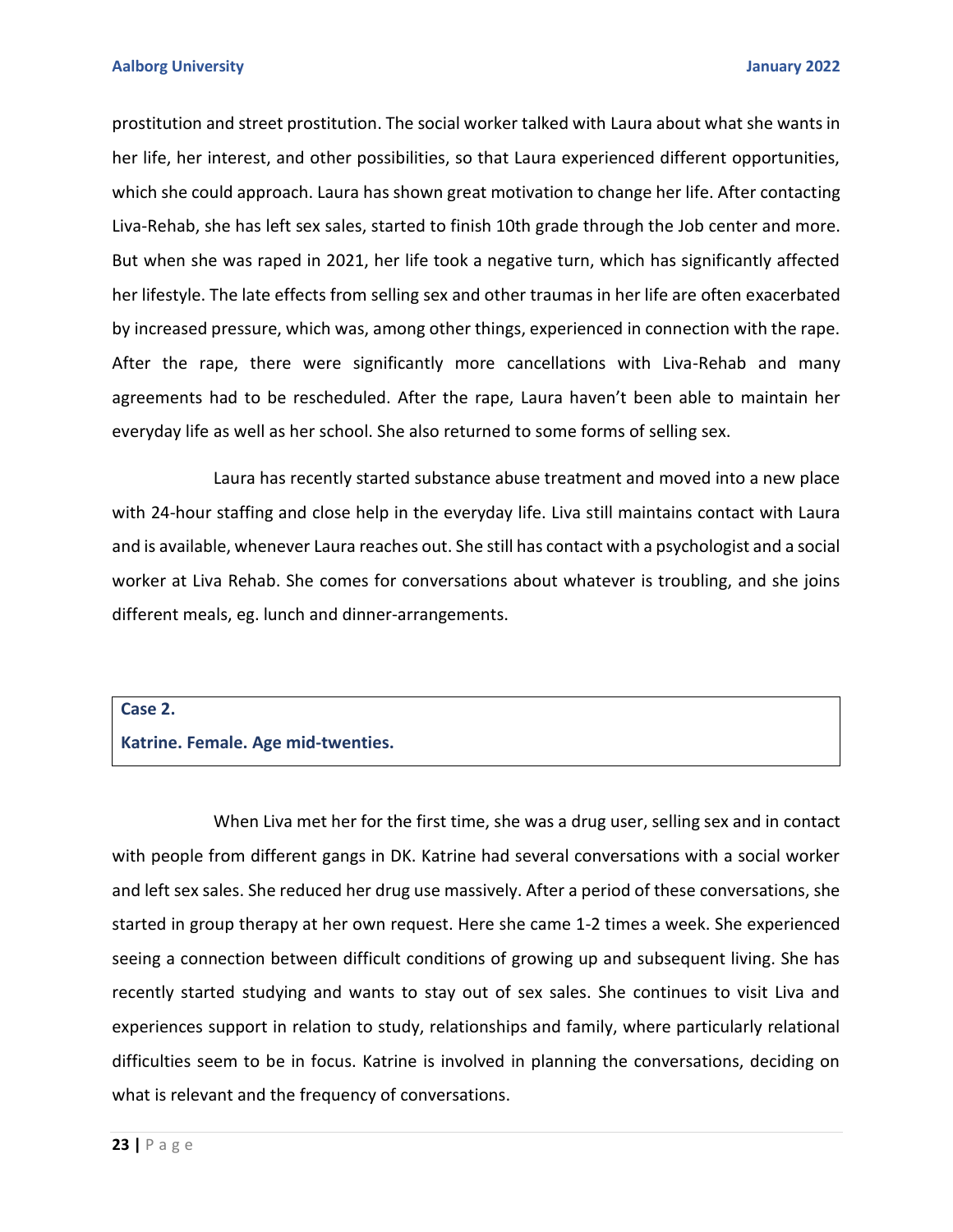prostitution and street prostitution. The social worker talked with Laura about what she wants in her life, her interest, and other possibilities, so that Laura experienced different opportunities, which she could approach. Laura has shown great motivation to change her life. After contacting Liva-Rehab, she has left sex sales, started to finish 10th grade through the Job center and more. But when she was raped in 2021, her life took a negative turn, which has significantly affected her lifestyle. The late effects from selling sex and other traumas in her life are often exacerbated by increased pressure, which was, among other things, experienced in connection with the rape. After the rape, there were significantly more cancellations with Liva-Rehab and many agreements had to be rescheduled. After the rape, Laura haven't been able to maintain her everyday life as well as her school. She also returned to some forms of selling sex.

Laura has recently started substance abuse treatment and moved into a new place with 24-hour staffing and close help in the everyday life. Liva still maintains contact with Laura and is available, whenever Laura reaches out. She still has contact with a psychologist and a social worker at Liva Rehab. She comes for conversations about whatever is troubling, and she joins different meals, eg. lunch and dinner-arrangements.

**Case 2.**

**Katrine. Female. Age mid-twenties.**

When Liva met her for the first time, she was a drug user, selling sex and in contact with people from different gangs in DK. Katrine had several conversations with a social worker and left sex sales. She reduced her drug use massively. After a period of these conversations, she started in group therapy at her own request. Here she came 1-2 times a week. She experienced seeing a connection between difficult conditions of growing up and subsequent living. She has recently started studying and wants to stay out of sex sales. She continues to visit Liva and experiences support in relation to study, relationships and family, where particularly relational difficulties seem to be in focus. Katrine is involved in planning the conversations, deciding on what is relevant and the frequency of conversations.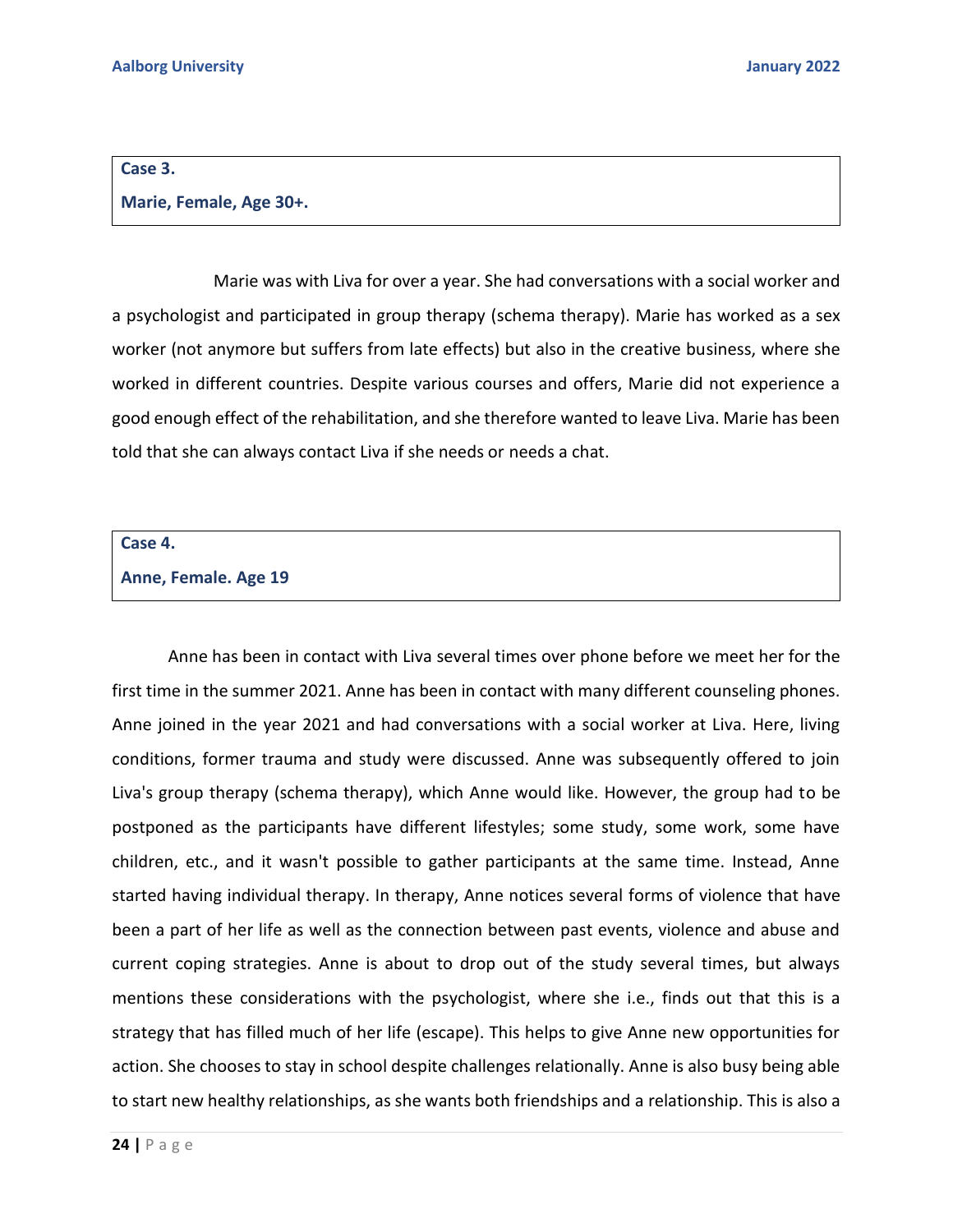**Case 3.**

**Marie, Female, Age 30+.**

Marie was with Liva for over a year. She had conversations with a social worker and a psychologist and participated in group therapy (schema therapy). Marie has worked as a sex worker (not anymore but suffers from late effects) but also in the creative business, where she worked in different countries. Despite various courses and offers, Marie did not experience a good enough effect of the rehabilitation, and she therefore wanted to leave Liva. Marie has been told that she can always contact Liva if she needs or needs a chat.

**Case 4.**

**Anne, Female. Age 19**

Anne has been in contact with Liva several times over phone before we meet her for the first time in the summer 2021. Anne has been in contact with many different counseling phones. Anne joined in the year 2021 and had conversations with a social worker at Liva. Here, living conditions, former trauma and study were discussed. Anne was subsequently offered to join Liva's group therapy (schema therapy), which Anne would like. However, the group had to be postponed as the participants have different lifestyles; some study, some work, some have children, etc., and it wasn't possible to gather participants at the same time. Instead, Anne started having individual therapy. In therapy, Anne notices several forms of violence that have been a part of her life as well as the connection between past events, violence and abuse and current coping strategies. Anne is about to drop out of the study several times, but always mentions these considerations with the psychologist, where she i.e., finds out that this is a strategy that has filled much of her life (escape). This helps to give Anne new opportunities for action. She chooses to stay in school despite challenges relationally. Anne is also busy being able to start new healthy relationships, as she wants both friendships and a relationship. This is also a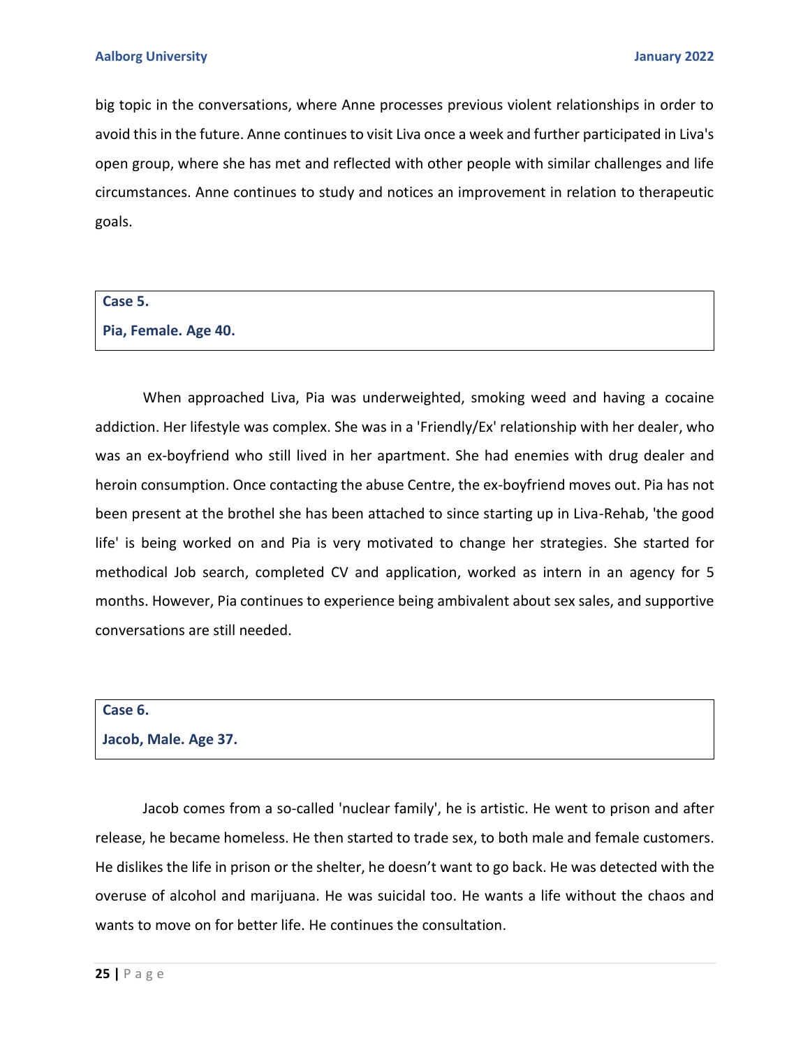big topic in the conversations, where Anne processes previous violent relationships in order to avoid this in the future. Anne continues to visit Liva once a week and further participated in Liva's open group, where she has met and reflected with other people with similar challenges and life circumstances. Anne continues to study and notices an improvement in relation to therapeutic goals.

**Case 5.**

**Pia, Female. Age 40.**

When approached Liva, Pia was underweighted, smoking weed and having a cocaine addiction. Her lifestyle was complex. She was in a 'Friendly/Ex' relationship with her dealer, who was an ex-boyfriend who still lived in her apartment. She had enemies with drug dealer and heroin consumption. Once contacting the abuse Centre, the ex-boyfriend moves out. Pia has not been present at the brothel she has been attached to since starting up in Liva-Rehab, 'the good life' is being worked on and Pia is very motivated to change her strategies. She started for methodical Job search, completed CV and application, worked as intern in an agency for 5 months. However, Pia continues to experience being ambivalent about sex sales, and supportive conversations are still needed.

**Case 6.**

**Jacob, Male. Age 37.**

Jacob comes from a so-called 'nuclear family', he is artistic. He went to prison and after release, he became homeless. He then started to trade sex, to both male and female customers. He dislikes the life in prison or the shelter, he doesn't want to go back. He was detected with the overuse of alcohol and marijuana. He was suicidal too. He wants a life without the chaos and wants to move on for better life. He continues the consultation.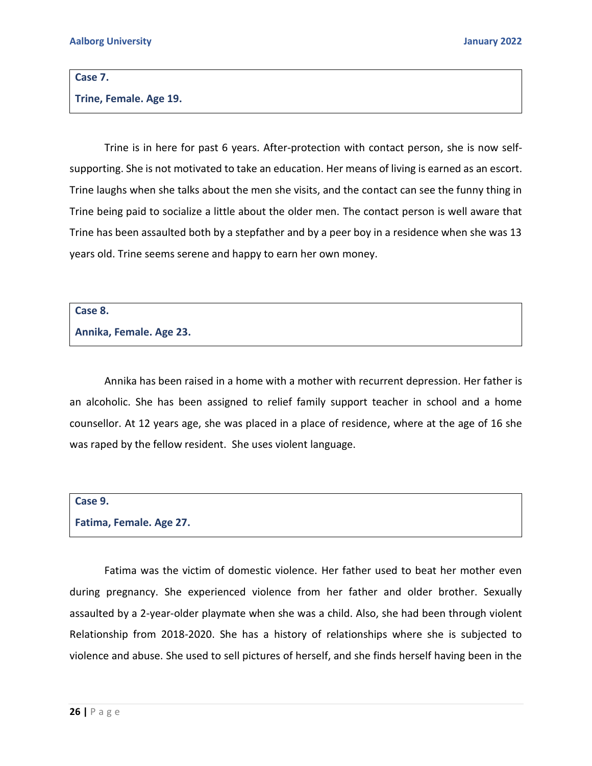**Case 7.**

**Trine, Female. Age 19.**

Trine is in here for past 6 years. After-protection with contact person, she is now self-supporting. She is not motivated to take an education. Her means of living is earned as an escort. Trine laughs when she talks about the men she visits, and the contact can see the funny thing in Trine being paid to socialize a little about the older men. The contact person is well aware that Trine has been assaulted both by a stepfather and by a peer boy in a residence when she was 13 years old. Trine seems serene and happy to earn her own money.

**Case 8.**

**Annika, Female. Age 23.**

Annika has been raised in a home with a mother with recurrent depression. Her father is an alcoholic. She has been assigned to relief family support teacher in school and a home counsellor. At 12 years age, she was placed in a place of residence, where at the age of 16 she was raped by the fellow resident. She uses violent language.

**Case 9.**

**Fatima, Female. Age 27.**

Fatima was the victim of domestic violence. Her father used to beat her mother even during pregnancy. She experienced violence from her father and older brother. Sexually assaulted by a 2-year-older playmate when she was a child. Also, she had been through violent Relationship from 2018-2020. She has a history of relationships where she is subjected to violence and abuse. She used to sell pictures of herself, and she finds herself having been in the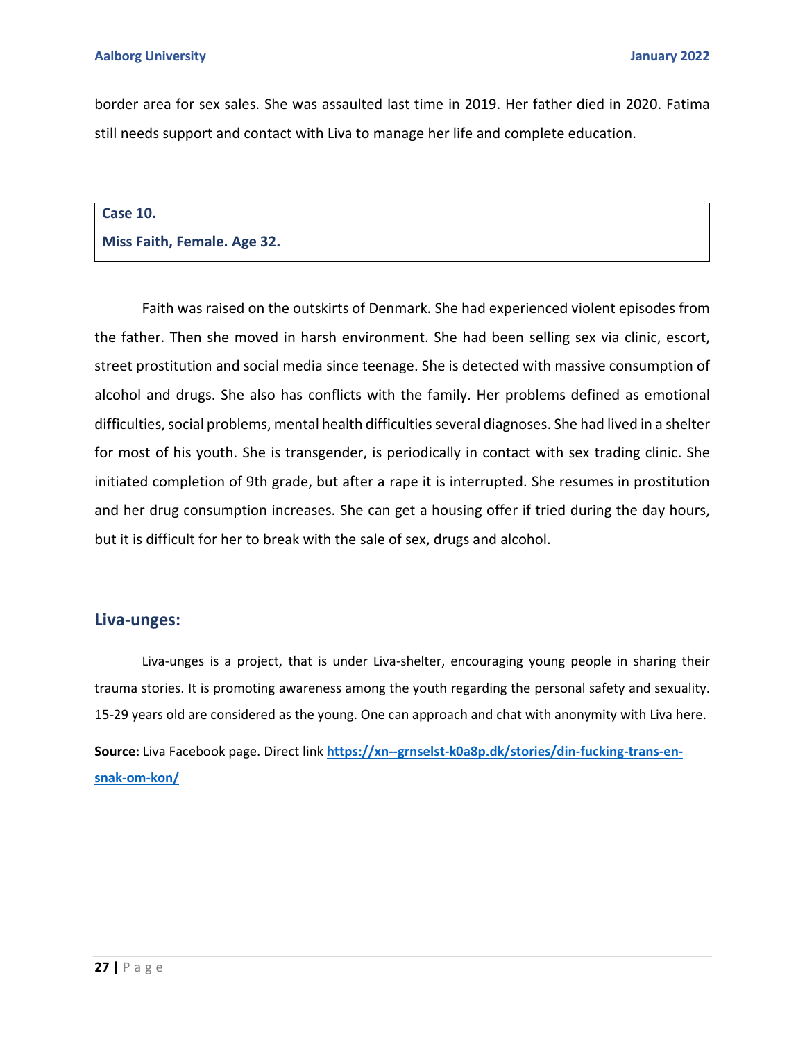border area for sex sales. She was assaulted last time in 2019. Her father died in 2020. Fatima still needs support and contact with Liva to manage her life and complete education.

**Case 10.**

**Miss Faith, Female. Age 32.**

Faith was raised on the outskirts of Denmark. She had experienced violent episodes from the father. Then she moved in harsh environment. She had been selling sex via clinic, escort, street prostitution and social media since teenage. She is detected with massive consumption of alcohol and drugs. She also has conflicts with the family. Her problems defined as emotional difficulties, social problems, mental health difficulties several diagnoses. She had lived in a shelter for most of his youth. She is transgender, is periodically in contact with sex trading clinic. She initiated completion of 9th grade, but after a rape it is interrupted. She resumes in prostitution and her drug consumption increases. She can get a housing offer if tried during the day hours, but it is difficult for her to break with the sale of sex, drugs and alcohol.

## Liva-unges:

Liva-unges is a project, that is under Liva-shelter, encouraging young people in sharing their trauma stories. It is promoting awareness among the youth regarding the personal safety and sexuality. 15-29 years old are considered as the young. One can approach and chat with anonymity with Liva here.

**Source:** Liva Facebook page. Direct link **https://xn--grnselst-k0a8p.dk/stories/din-fucking-trans-en-snak-om-kon/**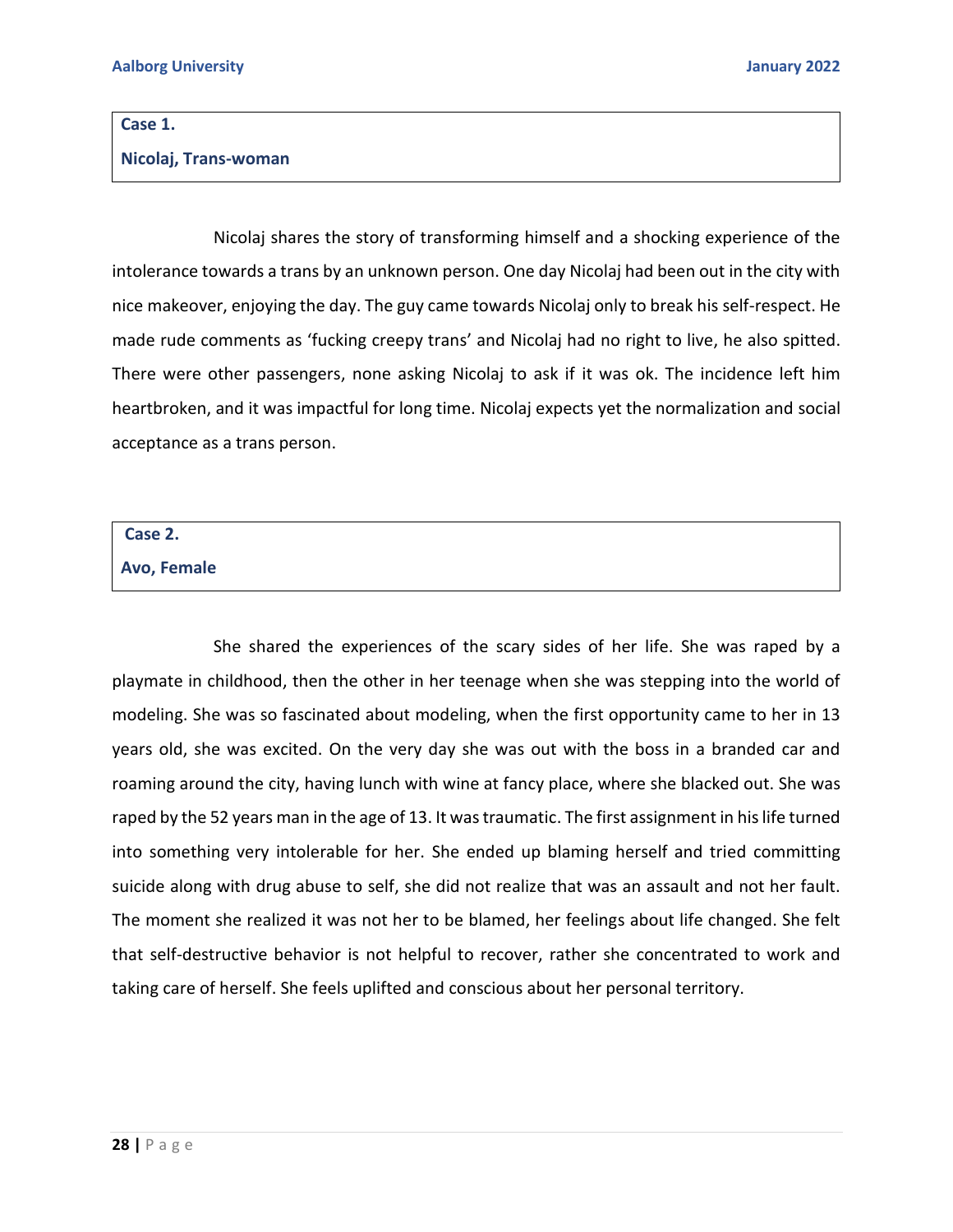**Case 1.**

**Nicolaj, Trans-woman**

Nicolaj shares the story of transforming himself and a shocking experience of the intolerance towards a trans by an unknown person. One day Nicolaj had been out in the city with nice makeover, enjoying the day. The guy came towards Nicolaj only to break his self-respect. He made rude comments as 'fucking creepy trans' and Nicolaj had no right to live, he also spitted. There were other passengers, none asking Nicolaj to ask if it was ok. The incidence left him heartbroken, and it was impactful for long time. Nicolaj expects yet the normalization and social acceptance as a trans person.

**Case 2.**

**Avo, Female**

She shared the experiences of the scary sides of her life. She was raped by a playmate in childhood, then the other in her teenage when she was stepping into the world of modeling. She was so fascinated about modeling, when the first opportunity came to her in 13 years old, she was excited. On the very day she was out with the boss in a branded car and roaming around the city, having lunch with wine at fancy place, where she blacked out. She was raped by the 52 years man in the age of 13. It was traumatic. The first assignment in his life turned into something very intolerable for her. She ended up blaming herself and tried committing suicide along with drug abuse to self, she did not realize that was an assault and not her fault. The moment she realized it was not her to be blamed, her feelings about life changed. She felt that self-destructive behavior is not helpful to recover, rather she concentrated to work and taking care of herself. She feels uplifted and conscious about her personal territory.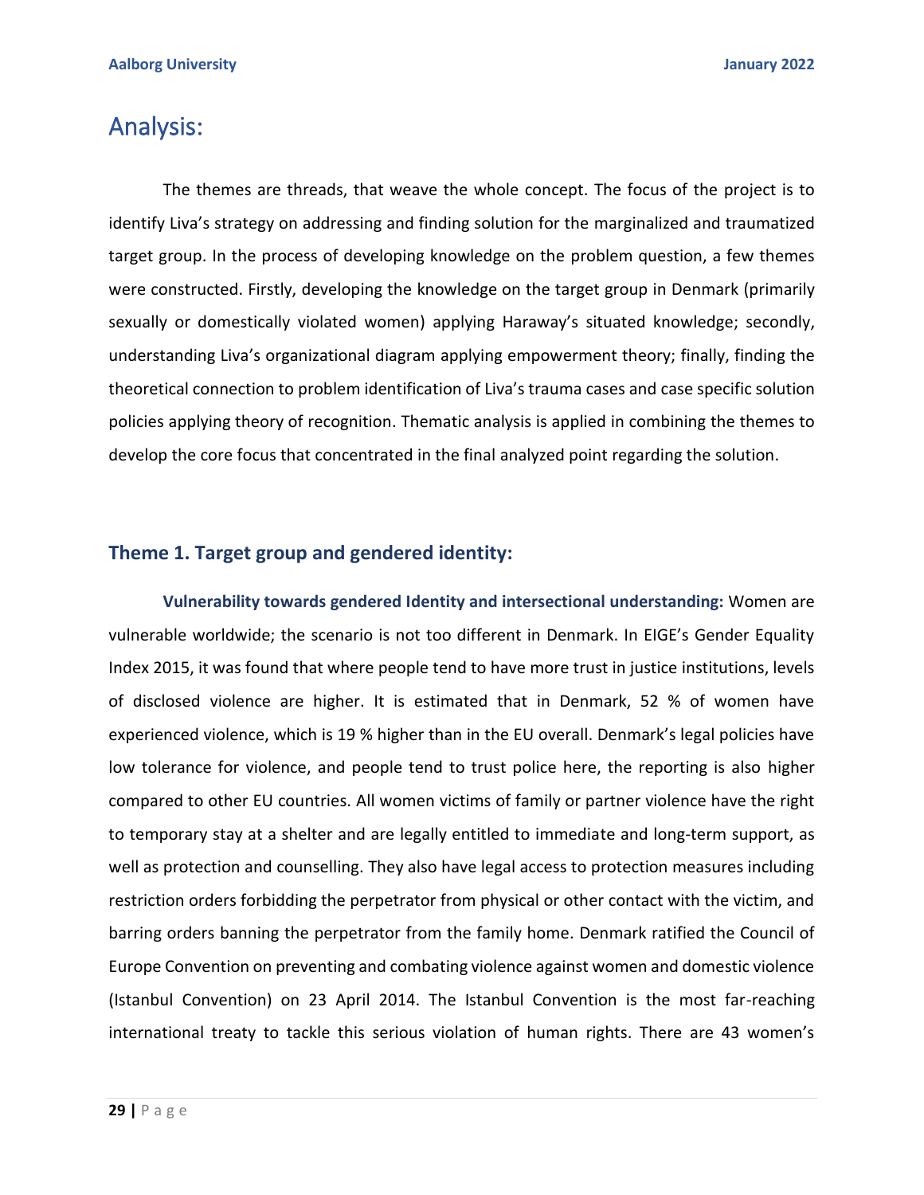# Analysis:

The themes are threads, that weave the whole concept. The focus of the project is to identify Liva's strategy on addressing and finding solution for the marginalized and traumatized target group. In the process of developing knowledge on the problem question, a few themes were constructed. Firstly, developing the knowledge on the target group in Denmark (primarily sexually or domestically violated women) applying Haraway's situated knowledge; secondly, understanding Liva's organizational diagram applying empowerment theory; finally, finding the theoretical connection to problem identification of Liva's trauma cases and case specific solution policies applying theory of recognition. Thematic analysis is applied in combining the themes to develop the core focus that concentrated in the final analyzed point regarding the solution.

## Theme 1. Target group and gendered identity:

**Vulnerability towards gendered Identity and intersectional understanding:** Women are vulnerable worldwide; the scenario is not too different in Denmark. In EIGE's Gender Equality Index 2015, it was found that where people tend to have more trust in justice institutions, levels of disclosed violence are higher. It is estimated that in Denmark, 52 % of women have experienced violence, which is 19 % higher than in the EU overall. Denmark's legal policies have low tolerance for violence, and people tend to trust police here, the reporting is also higher compared to other EU countries. All women victims of family or partner violence have the right to temporary stay at a shelter and are legally entitled to immediate and long-term support, as well as protection and counselling. They also have legal access to protection measures including restriction orders forbidding the perpetrator from physical or other contact with the victim, and barring orders banning the perpetrator from the family home. Denmark ratified the Council of Europe Convention on preventing and combating violence against women and domestic violence (Istanbul Convention) on 23 April 2014. The Istanbul Convention is the most far-reaching international treaty to tackle this serious violation of human rights. There are 43 women's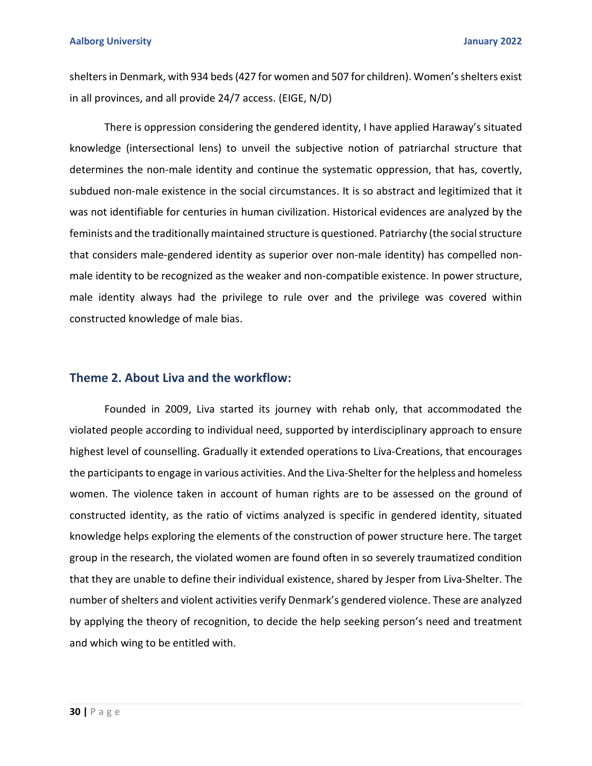shelters in Denmark, with 934 beds (427 for women and 507 for children). Women's shelters exist in all provinces, and all provide 24/7 access. (EIGE, N/D)

There is oppression considering the gendered identity, I have applied Haraway's situated knowledge (intersectional lens) to unveil the subjective notion of patriarchal structure that determines the non-male identity and continue the systematic oppression, that has, covertly, subdued non-male existence in the social circumstances. It is so abstract and legitimized that it was not identifiable for centuries in human civilization. Historical evidences are analyzed by the feminists and the traditionally maintained structure is questioned. Patriarchy (the social structure that considers male-gendered identity as superior over non-male identity) has compelled non-male identity to be recognized as the weaker and non-compatible existence. In power structure, male identity always had the privilege to rule over and the privilege was covered within constructed knowledge of male bias.

## Theme 2. About Liva and the workflow:

Founded in 2009, Liva started its journey with rehab only, that accommodated the violated people according to individual need, supported by interdisciplinary approach to ensure highest level of counselling. Gradually it extended operations to Liva-Creations, that encourages the participants to engage in various activities. And the Liva-Shelter for the helpless and homeless women. The violence taken in account of human rights are to be assessed on the ground of constructed identity, as the ratio of victims analyzed is specific in gendered identity, situated knowledge helps exploring the elements of the construction of power structure here. The target group in the research, the violated women are found often in so severely traumatized condition that they are unable to define their individual existence, shared by Jesper from Liva-Shelter. The number of shelters and violent activities verify Denmark's gendered violence. These are analyzed by applying the theory of recognition, to decide the help seeking person's need and treatment and which wing to be entitled with.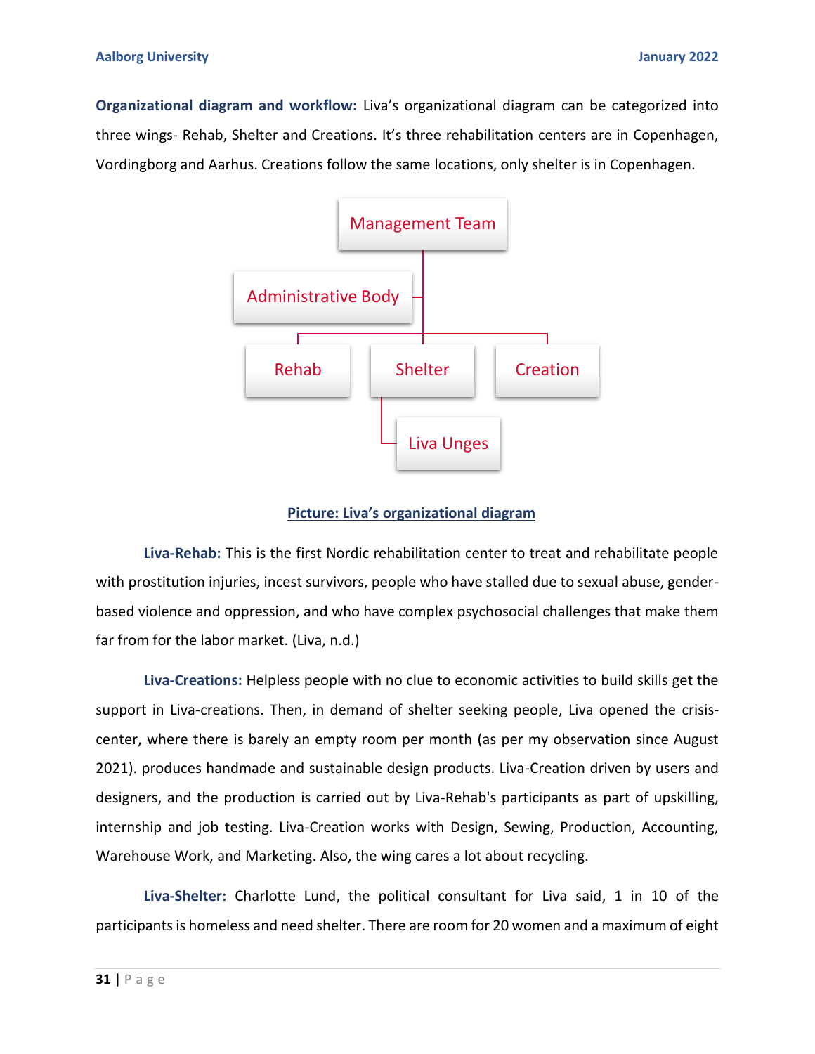**Organizational diagram and workflow:** Liva's organizational diagram can be categorized into three wings- Rehab, Shelter and Creations. It's three rehabilitation centers are in Copenhagen, Vordingborg and Aarhus. Creations follow the same locations, only shelter is in Copenhagen.

Management Team

Administrative Body

Rehab

Shelter

Creation

Liva Unges

**Picture: Liva's organizational diagram**

**Liva-Rehab:** This is the first Nordic rehabilitation center to treat and rehabilitate people with prostitution injuries, incest survivors, people who have stalled due to sexual abuse, gender-based violence and oppression, and who have complex psychosocial challenges that make them far from for the labor market. (Liva, n.d.)

**Liva-Creations:** Helpless people with no clue to economic activities to build skills get the support in Liva-creations. Then, in demand of shelter seeking people, Liva opened the crisis-center, where there is barely an empty room per month (as per my observation since August 2021). produces handmade and sustainable design products. Liva-Creation driven by users and designers, and the production is carried out by Liva-Rehab's participants as part of upskilling, internship and job testing. Liva-Creation works with Design, Sewing, Production, Accounting, Warehouse Work, and Marketing. Also, the wing cares a lot about recycling.

**Liva-Shelter:** Charlotte Lund, the political consultant for Liva said, 1 in 10 of the participants is homeless and need shelter. There are room for 20 women and a maximum of eight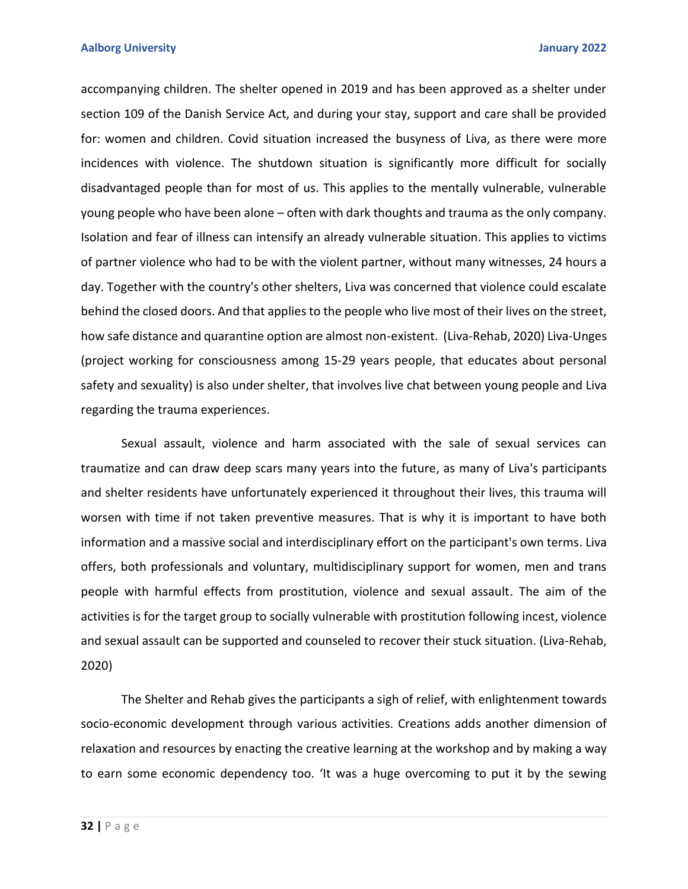accompanying children. The shelter opened in 2019 and has been approved as a shelter under section 109 of the Danish Service Act, and during your stay, support and care shall be provided for: women and children. Covid situation increased the busyness of Liva, as there were more incidences with violence. The shutdown situation is significantly more difficult for socially disadvantaged people than for most of us. This applies to the mentally vulnerable, vulnerable young people who have been alone – often with dark thoughts and trauma as the only company. Isolation and fear of illness can intensify an already vulnerable situation. This applies to victims of partner violence who had to be with the violent partner, without many witnesses, 24 hours a day. Together with the country's other shelters, Liva was concerned that violence could escalate behind the closed doors. And that applies to the people who live most of their lives on the street, how safe distance and quarantine option are almost non-existent. (Liva-Rehab, 2020) Liva-Unges (project working for consciousness among 15-29 years people, that educates about personal safety and sexuality) is also under shelter, that involves live chat between young people and Liva regarding the trauma experiences.

Sexual assault, violence and harm associated with the sale of sexual services can traumatize and can draw deep scars many years into the future, as many of Liva's participants and shelter residents have unfortunately experienced it throughout their lives, this trauma will worsen with time if not taken preventive measures. That is why it is important to have both information and a massive social and interdisciplinary effort on the participant's own terms. Liva offers, both professionals and voluntary, multidisciplinary support for women, men and trans people with harmful effects from prostitution, violence and sexual assault. The aim of the activities is for the target group to socially vulnerable with prostitution following incest, violence and sexual assault can be supported and counseled to recover their stuck situation. (Liva-Rehab, 2020)

The Shelter and Rehab gives the participants a sigh of relief, with enlightenment towards socio-economic development through various activities. Creations adds another dimension of relaxation and resources by enacting the creative learning at the workshop and by making a way to earn some economic dependency too. 'It was a huge overcoming to put it by the sewing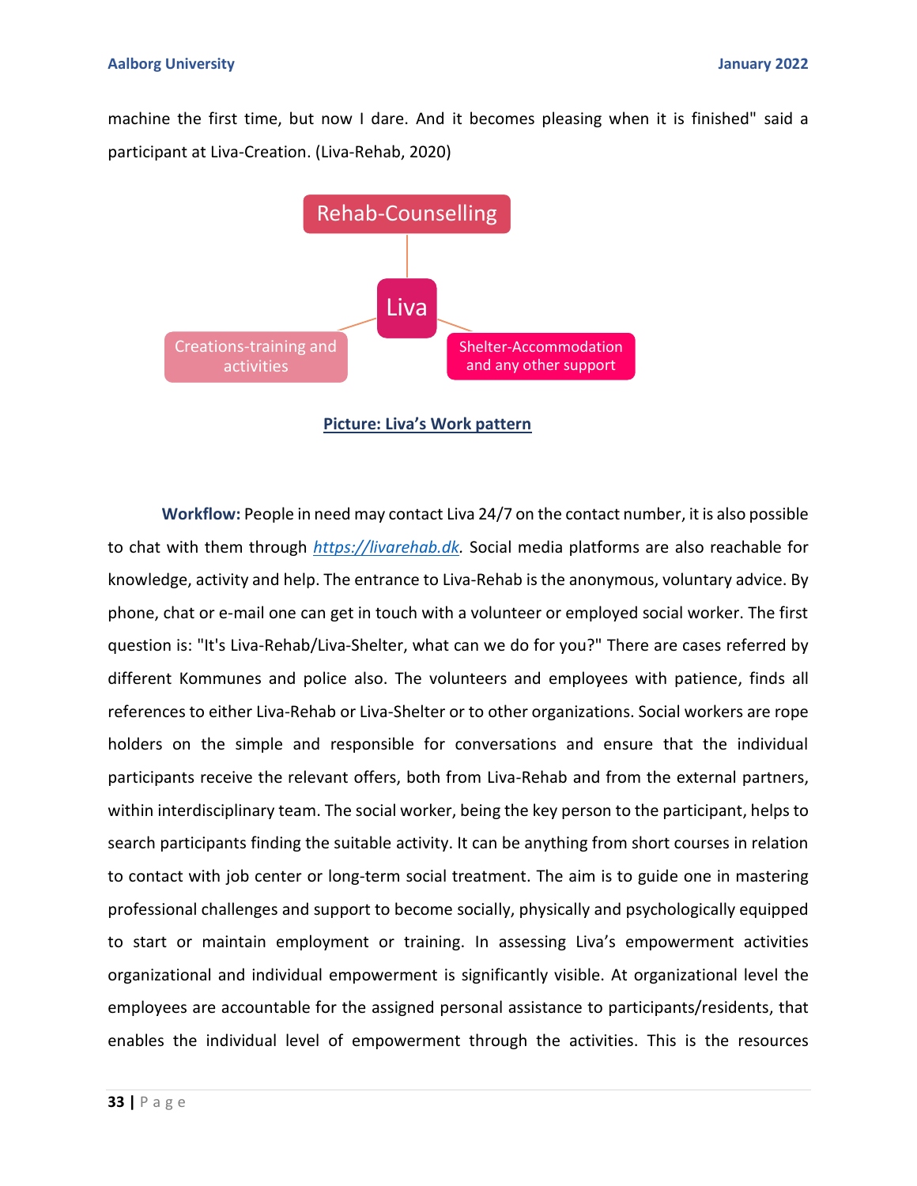machine the first time, but now I dare. And it becomes pleasing when it is finished" said a participant at Liva-Creation. (Liva-Rehab, 2020)

Rehab-Counselling

Liva

Creations-training and activities

Shelter-Accommodation and any other support

**Picture: Liva's Work pattern**

**Workflow:** People in need may contact Liva 24/7 on the contact number, it is also possible to chat with them through *https://livarehab.dk*. Social media platforms are also reachable for knowledge, activity and help. The entrance to Liva-Rehab is the anonymous, voluntary advice. By phone, chat or e-mail one can get in touch with a volunteer or employed social worker. The first question is: "It's Liva-Rehab/Liva-Shelter, what can we do for you?" There are cases referred by different Kommunes and police also. The volunteers and employees with patience, finds all references to either Liva-Rehab or Liva-Shelter or to other organizations. Social workers are rope holders on the simple and responsible for conversations and ensure that the individual participants receive the relevant offers, both from Liva-Rehab and from the external partners, within interdisciplinary team. The social worker, being the key person to the participant, helps to search participants finding the suitable activity. It can be anything from short courses in relation to contact with job center or long-term social treatment. The aim is to guide one in mastering professional challenges and support to become socially, physically and psychologically equipped to start or maintain employment or training. In assessing Liva's empowerment activities organizational and individual empowerment is significantly visible. At organizational level the employees are accountable for the assigned personal assistance to participants/residents, that enables the individual level of empowerment through the activities. This is the resources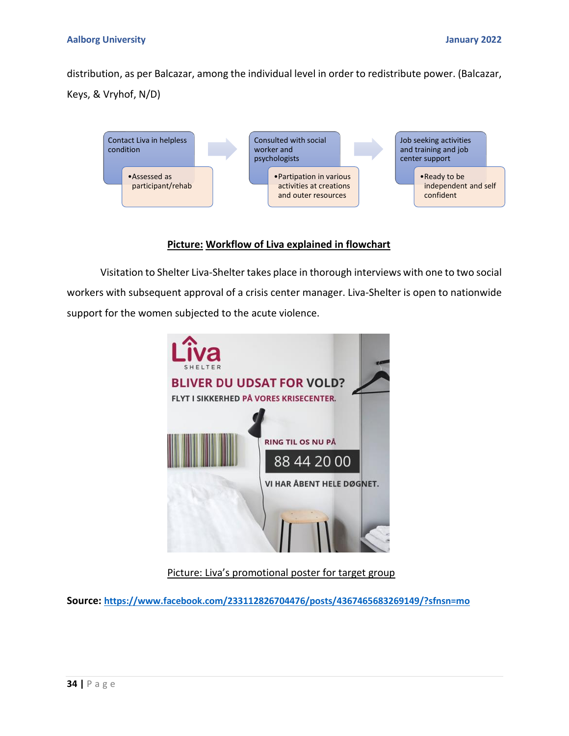distribution, as per Balcazar, among the individual level in order to redistribute power. (Balcazar, Keys, & Vryhof, N/D)

Contact Liva in helpless condition

- Assessed as participant/rehab

Consulted with social worker and psychologists

- Partipation in various activities at creations and outer resources

Job seeking activities and training and job center support

- Ready to be independent and self confident

**Picture: Workflow of Liva explained in flowchart**

Visitation to Shelter Liva-Shelter takes place in thorough interviews with one to two social workers with subsequent approval of a crisis center manager. Liva-Shelter is open to nationwide support for the women subjected to the acute violence.

Liva SHELTER

BLIVER DU UDSAT FOR VOLD?

FLYT I SIKKERHED PÅ VORES KRISECENTER.

RING TIL OS NU PÅ

88 44 20 00

VI HAR ÅBENT HELE DØGNET.

Picture: Liva's promotional poster for target group

**Source:** https://www.facebook.com/233112826704476/posts/4367465683269149/?sfnsn=mo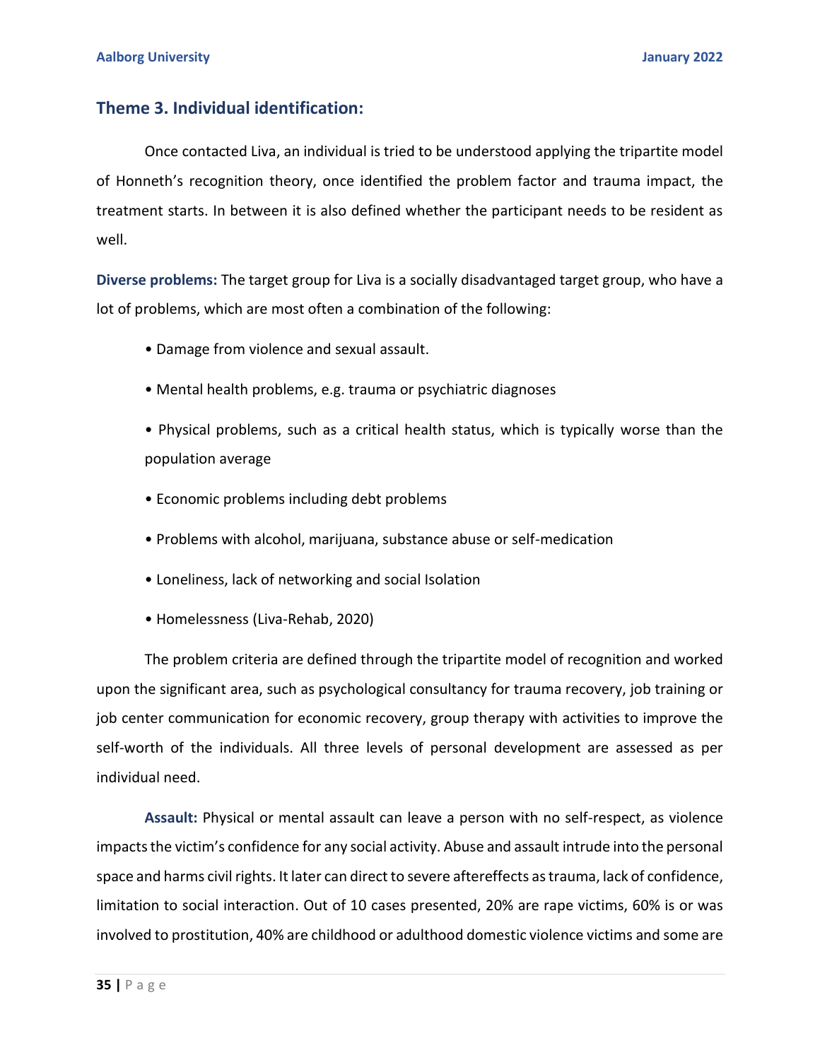## Theme 3. Individual identification:

Once contacted Liva, an individual is tried to be understood applying the tripartite model of Honneth's recognition theory, once identified the problem factor and trauma impact, the treatment starts. In between it is also defined whether the participant needs to be resident as well.

**Diverse problems:** The target group for Liva is a socially disadvantaged target group, who have a lot of problems, which are most often a combination of the following:

- Damage from violence and sexual assault.
- Mental health problems, e.g. trauma or psychiatric diagnoses
- Physical problems, such as a critical health status, which is typically worse than the population average
- Economic problems including debt problems
- Problems with alcohol, marijuana, substance abuse or self-medication
- Loneliness, lack of networking and social Isolation
- Homelessness (Liva-Rehab, 2020)

The problem criteria are defined through the tripartite model of recognition and worked upon the significant area, such as psychological consultancy for trauma recovery, job training or job center communication for economic recovery, group therapy with activities to improve the self-worth of the individuals. All three levels of personal development are assessed as per individual need.

**Assault:** Physical or mental assault can leave a person with no self-respect, as violence impacts the victim's confidence for any social activity. Abuse and assault intrude into the personal space and harms civil rights. It later can direct to severe aftereffects as trauma, lack of confidence, limitation to social interaction. Out of 10 cases presented, 20% are rape victims, 60% is or was involved to prostitution, 40% are childhood or adulthood domestic violence victims and some are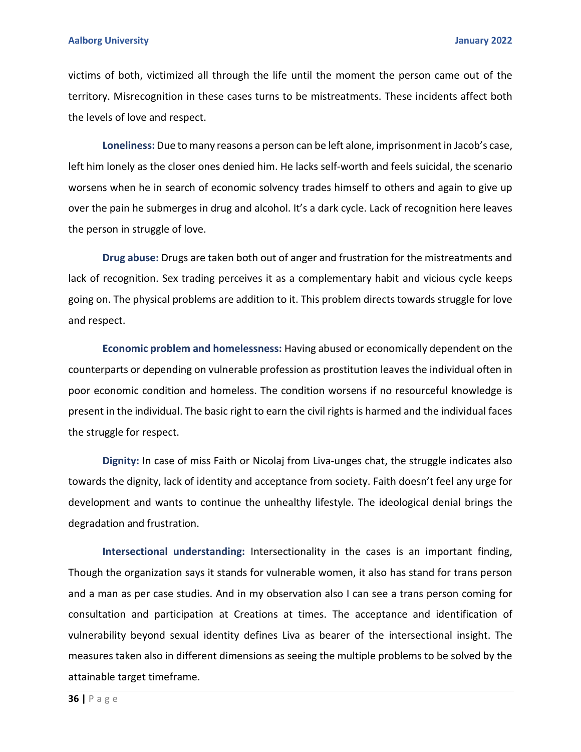victims of both, victimized all through the life until the moment the person came out of the territory. Misrecognition in these cases turns to be mistreatments. These incidents affect both the levels of love and respect.

**Loneliness:** Due to many reasons a person can be left alone, imprisonment in Jacob's case, left him lonely as the closer ones denied him. He lacks self-worth and feels suicidal, the scenario worsens when he in search of economic solvency trades himself to others and again to give up over the pain he submerges in drug and alcohol. It's a dark cycle. Lack of recognition here leaves the person in struggle of love.

**Drug abuse:** Drugs are taken both out of anger and frustration for the mistreatments and lack of recognition. Sex trading perceives it as a complementary habit and vicious cycle keeps going on. The physical problems are addition to it. This problem directs towards struggle for love and respect.

**Economic problem and homelessness:** Having abused or economically dependent on the counterparts or depending on vulnerable profession as prostitution leaves the individual often in poor economic condition and homeless. The condition worsens if no resourceful knowledge is present in the individual. The basic right to earn the civil rights is harmed and the individual faces the struggle for respect.

**Dignity:** In case of miss Faith or Nicolaj from Liva-unges chat, the struggle indicates also towards the dignity, lack of identity and acceptance from society. Faith doesn't feel any urge for development and wants to continue the unhealthy lifestyle. The ideological denial brings the degradation and frustration.

**Intersectional understanding:** Intersectionality in the cases is an important finding, Though the organization says it stands for vulnerable women, it also has stand for trans person and a man as per case studies. And in my observation also I can see a trans person coming for consultation and participation at Creations at times. The acceptance and identification of vulnerability beyond sexual identity defines Liva as bearer of the intersectional insight. The measures taken also in different dimensions as seeing the multiple problems to be solved by the attainable target timeframe.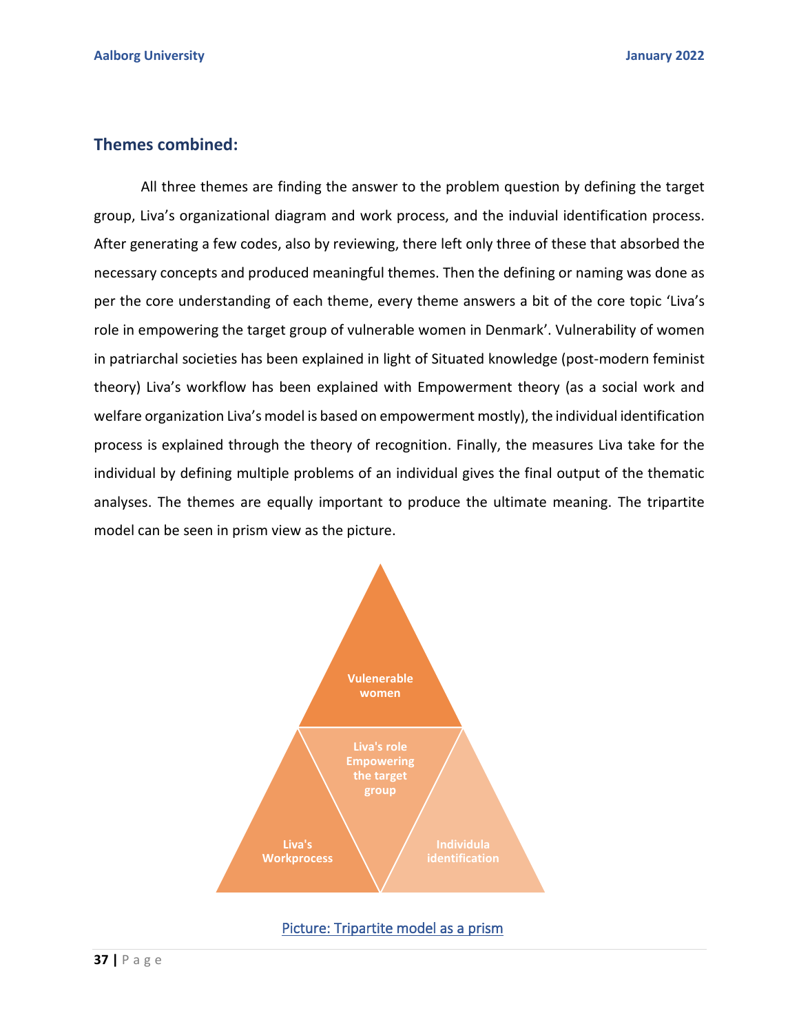## Themes combined:

All three themes are finding the answer to the problem question by defining the target group, Liva's organizational diagram and work process, and the induvial identification process. After generating a few codes, also by reviewing, there left only three of these that absorbed the necessary concepts and produced meaningful themes. Then the defining or naming was done as per the core understanding of each theme, every theme answers a bit of the core topic 'Liva's role in empowering the target group of vulnerable women in Denmark'. Vulnerability of women in patriarchal societies has been explained in light of Situated knowledge (post-modern feminist theory) Liva's workflow has been explained with Empowerment theory (as a social work and welfare organization Liva's model is based on empowerment mostly), the individual identification process is explained through the theory of recognition. Finally, the measures Liva take for the individual by defining multiple problems of an individual gives the final output of the thematic analyses. The themes are equally important to produce the ultimate meaning. The tripartite model can be seen in prism view as the picture.

Vulenerable women

Liva's role Empowering the target group

Liva's Workprocess

Individula identification

Picture: Tripartite model as a prism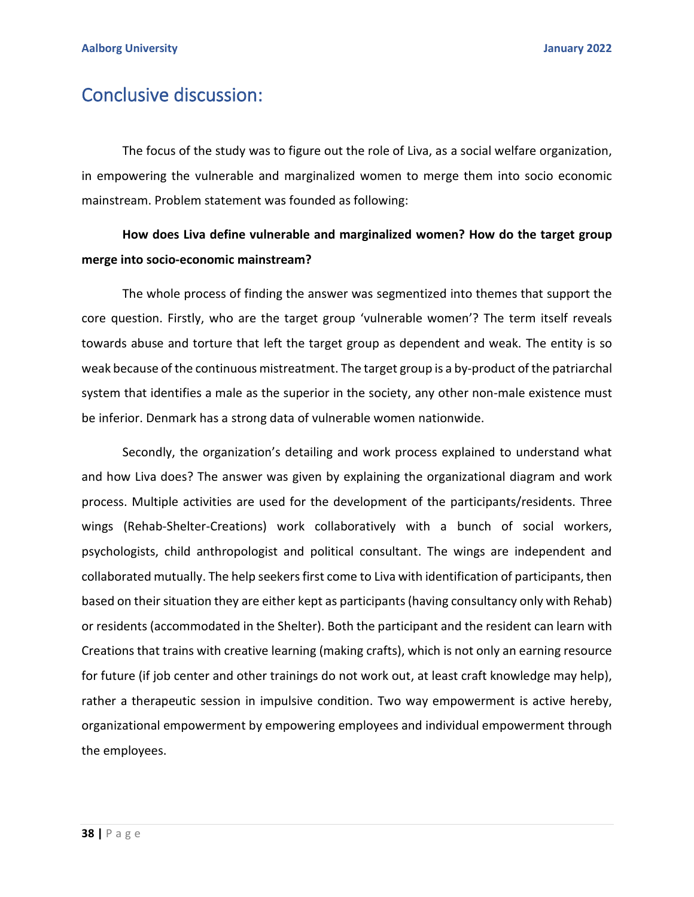# Conclusive discussion:

The focus of the study was to figure out the role of Liva, as a social welfare organization, in empowering the vulnerable and marginalized women to merge them into socio economic mainstream. Problem statement was founded as following:

**How does Liva define vulnerable and marginalized women? How do the target group merge into socio-economic mainstream?**

The whole process of finding the answer was segmentized into themes that support the core question. Firstly, who are the target group 'vulnerable women'? The term itself reveals towards abuse and torture that left the target group as dependent and weak. The entity is so weak because of the continuous mistreatment. The target group is a by-product of the patriarchal system that identifies a male as the superior in the society, any other non-male existence must be inferior. Denmark has a strong data of vulnerable women nationwide.

Secondly, the organization's detailing and work process explained to understand what and how Liva does? The answer was given by explaining the organizational diagram and work process. Multiple activities are used for the development of the participants/residents. Three wings (Rehab-Shelter-Creations) work collaboratively with a bunch of social workers, psychologists, child anthropologist and political consultant. The wings are independent and collaborated mutually. The help seekers first come to Liva with identification of participants, then based on their situation they are either kept as participants (having consultancy only with Rehab) or residents (accommodated in the Shelter). Both the participant and the resident can learn with Creations that trains with creative learning (making crafts), which is not only an earning resource for future (if job center and other trainings do not work out, at least craft knowledge may help), rather a therapeutic session in impulsive condition. Two way empowerment is active hereby, organizational empowerment by empowering employees and individual empowerment through the employees.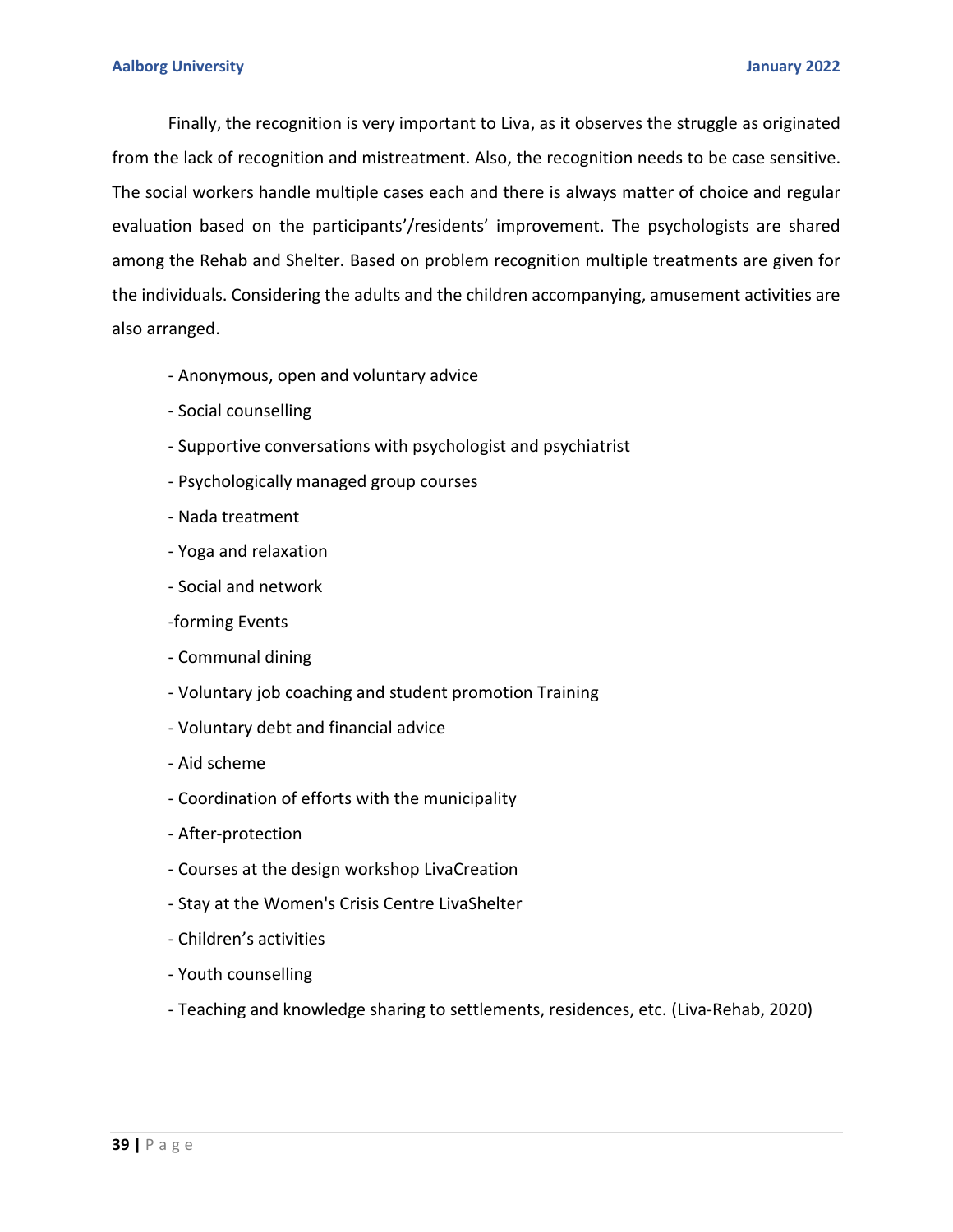Finally, the recognition is very important to Liva, as it observes the struggle as originated from the lack of recognition and mistreatment. Also, the recognition needs to be case sensitive. The social workers handle multiple cases each and there is always matter of choice and regular evaluation based on the participants'/residents' improvement. The psychologists are shared among the Rehab and Shelter. Based on problem recognition multiple treatments are given for the individuals. Considering the adults and the children accompanying, amusement activities are also arranged.

- Anonymous, open and voluntary advice
- Social counselling
- Supportive conversations with psychologist and psychiatrist
- Psychologically managed group courses
- Nada treatment
- Yoga and relaxation
- Social and network
-forming Events
- Communal dining
- Voluntary job coaching and student promotion Training
- Voluntary debt and financial advice
- Aid scheme
- Coordination of efforts with the municipality
- After-protection
- Courses at the design workshop LivaCreation
- Stay at the Women's Crisis Centre LivaShelter
- Children's activities
- Youth counselling
- Teaching and knowledge sharing to settlements, residences, etc. (Liva-Rehab, 2020)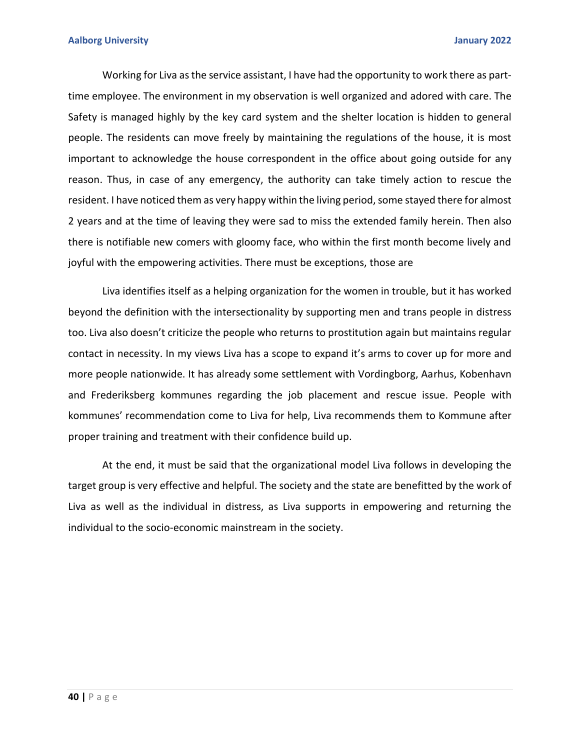Working for Liva as the service assistant, I have had the opportunity to work there as part-time employee. The environment in my observation is well organized and adored with care. The Safety is managed highly by the key card system and the shelter location is hidden to general people. The residents can move freely by maintaining the regulations of the house, it is most important to acknowledge the house correspondent in the office about going outside for any reason. Thus, in case of any emergency, the authority can take timely action to rescue the resident. I have noticed them as very happy within the living period, some stayed there for almost 2 years and at the time of leaving they were sad to miss the extended family herein. Then also there is notifiable new comers with gloomy face, who within the first month become lively and joyful with the empowering activities. There must be exceptions, those are

Liva identifies itself as a helping organization for the women in trouble, but it has worked beyond the definition with the intersectionality by supporting men and trans people in distress too. Liva also doesn't criticize the people who returns to prostitution again but maintains regular contact in necessity. In my views Liva has a scope to expand it's arms to cover up for more and more people nationwide. It has already some settlement with Vordingborg, Aarhus, Kobenhavn and Frederiksberg kommunes regarding the job placement and rescue issue. People with kommunes' recommendation come to Liva for help, Liva recommends them to Kommune after proper training and treatment with their confidence build up.

At the end, it must be said that the organizational model Liva follows in developing the target group is very effective and helpful. The society and the state are benefitted by the work of Liva as well as the individual in distress, as Liva supports in empowering and returning the individual to the socio-economic mainstream in the society.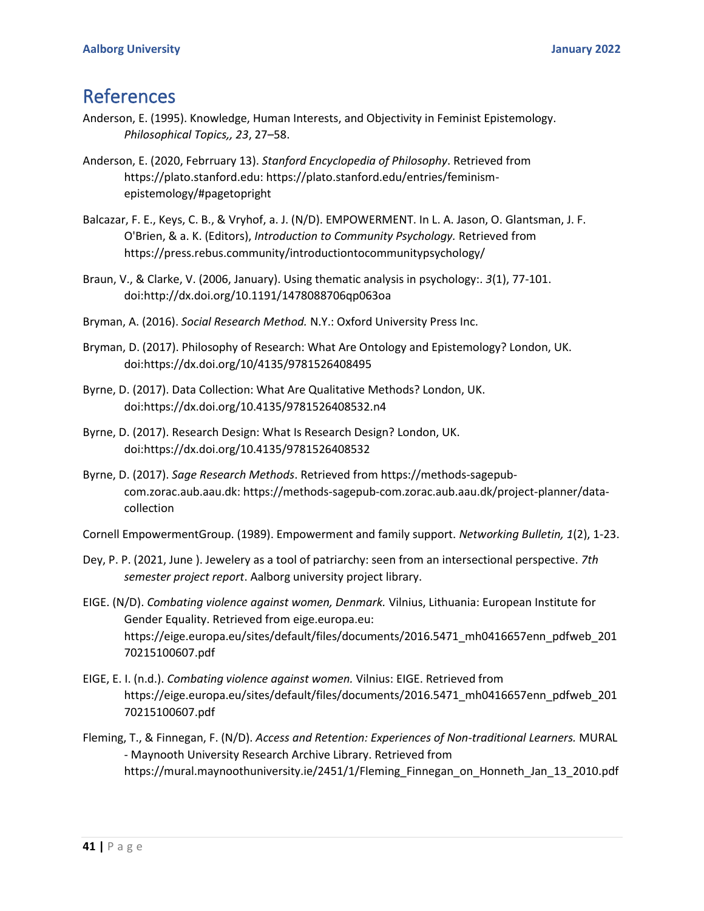# References

Anderson, E. (1995). Knowledge, Human Interests, and Objectivity in Feminist Epistemology. *Philosophical Topics,, 23*, 27–58.

Anderson, E. (2020, Febrruary 13). *Stanford Encyclopedia of Philosophy*. Retrieved from https://plato.stanford.edu: https://plato.stanford.edu/entries/feminism-epistemology/#pagetopright

Balcazar, F. E., Keys, C. B., & Vryhof, a. J. (N/D). EMPOWERMENT. In L. A. Jason, O. Glantsman, J. F. O'Brien, & a. K. (Editors), *Introduction to Community Psychology.* Retrieved from https://press.rebus.community/introductiontocommunitypsychology/

Braun, V., & Clarke, V. (2006, January). Using thematic analysis in psychology:. *3*(1), 77-101. doi:http://dx.doi.org/10.1191/1478088706qp063oa

Bryman, A. (2016). *Social Research Method.* N.Y.: Oxford University Press Inc.

Bryman, D. (2017). Philosophy of Research: What Are Ontology and Epistemology? London, UK. doi:https://dx.doi.org/10/4135/9781526408495

Byrne, D. (2017). Data Collection: What Are Qualitative Methods? London, UK. doi:https://dx.doi.org/10.4135/9781526408532.n4

Byrne, D. (2017). Research Design: What Is Research Design? London, UK. doi:https://dx.doi.org/10.4135/9781526408532

Byrne, D. (2017). *Sage Research Methods*. Retrieved from https://methods-sagepub-com.zorac.aub.aau.dk: https://methods-sagepub-com.zorac.aub.aau.dk/project-planner/data-collection

Cornell EmpowermentGroup. (1989). Empowerment and family support. *Networking Bulletin, 1*(2), 1-23.

Dey, P. P. (2021, June ). Jewelery as a tool of patriarchy: seen from an intersectional perspective. *7th semester project report*. Aalborg university project library.

EIGE. (N/D). *Combating violence against women, Denmark.* Vilnius, Lithuania: European Institute for Gender Equality. Retrieved from eige.europa.eu: https://eige.europa.eu/sites/default/files/documents/2016.5471_mh0416657enn_pdfweb_20170215100607.pdf

EIGE, E. I. (n.d.). *Combating violence against women.* Vilnius: EIGE. Retrieved from https://eige.europa.eu/sites/default/files/documents/2016.5471_mh0416657enn_pdfweb_20170215100607.pdf

Fleming, T., & Finnegan, F. (N/D). *Access and Retention: Experiences of Non-traditional Learners.* MURAL - Maynooth University Research Archive Library. Retrieved from https://mural.maynoothuniversity.ie/2451/1/Fleming_Finnegan_on_Honneth_Jan_13_2010.pdf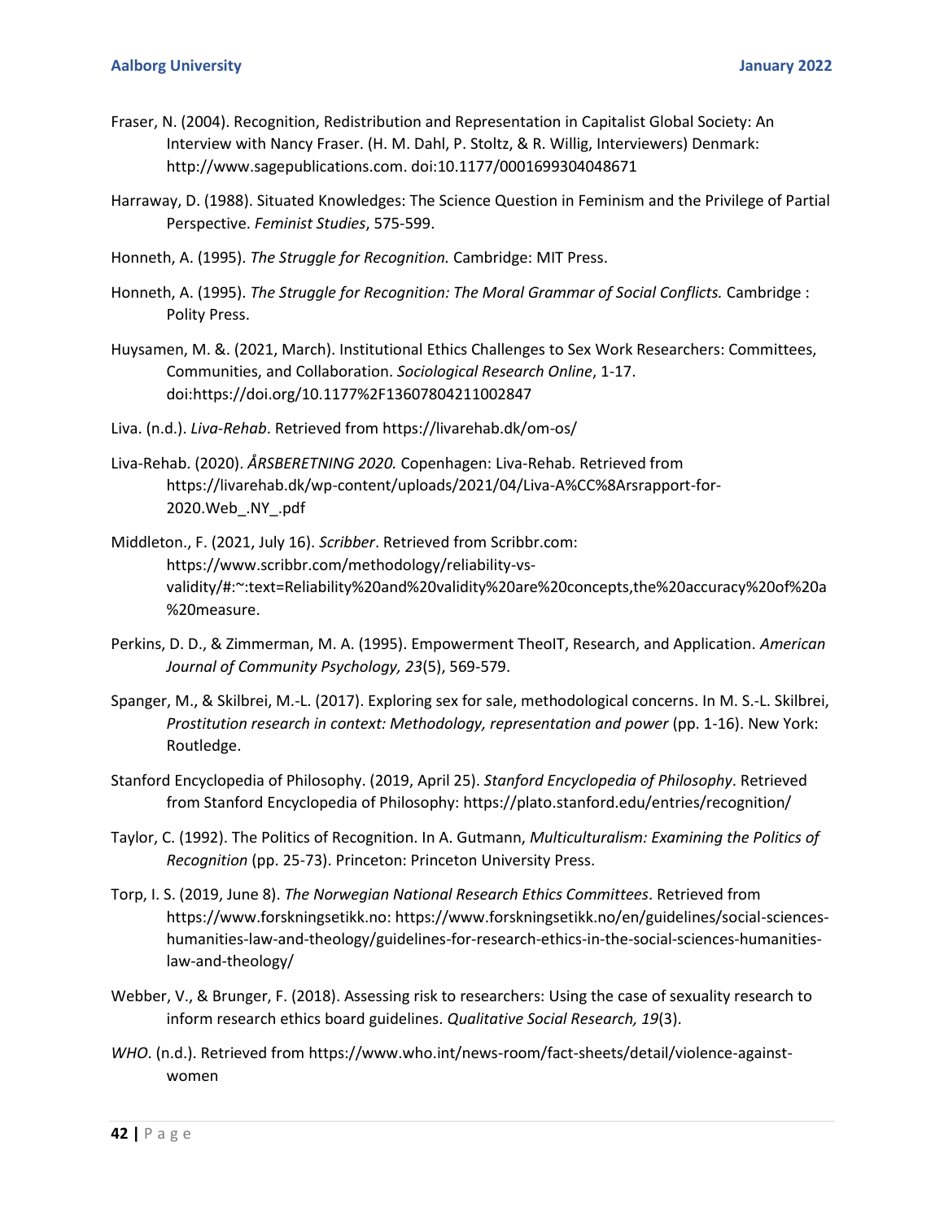Fraser, N. (2004). Recognition, Redistribution and Representation in Capitalist Global Society: An Interview with Nancy Fraser. (H. M. Dahl, P. Stoltz, & R. Willig, Interviewers) Denmark: http://www.sagepublications.com. doi:10.1177/0001699304048671

Harraway, D. (1988). Situated Knowledges: The Science Question in Feminism and the Privilege of Partial Perspective. *Feminist Studies*, 575-599.

Honneth, A. (1995). *The Struggle for Recognition.* Cambridge: MIT Press.

Honneth, A. (1995). *The Struggle for Recognition: The Moral Grammar of Social Conflicts.* Cambridge : Polity Press.

Huysamen, M. &. (2021, March). Institutional Ethics Challenges to Sex Work Researchers: Committees, Communities, and Collaboration. *Sociological Research Online*, 1-17. doi:https://doi.org/10.1177%2F13607804211002847

Liva. (n.d.). *Liva-Rehab*. Retrieved from https://livarehab.dk/om-os/

Liva-Rehab. (2020). *ÅRSBERETNING 2020.* Copenhagen: Liva-Rehab. Retrieved from https://livarehab.dk/wp-content/uploads/2021/04/Liva-A%CC%8Arsrapport-for-2020.Web_.NY_.pdf

Middleton., F. (2021, July 16). *Scribber*. Retrieved from Scribbr.com: https://www.scribbr.com/methodology/reliability-vs-validity/#:~:text=Reliability%20and%20validity%20are%20concepts,the%20accuracy%20of%20a%20measure.

Perkins, D. D., & Zimmerman, M. A. (1995). Empowerment TheoIT, Research, and Application. *American Journal of Community Psychology, 23*(5), 569-579.

Spanger, M., & Skilbrei, M.-L. (2017). Exploring sex for sale, methodological concerns. In M. S.-L. Skilbrei, *Prostitution research in context: Methodology, representation and power* (pp. 1-16). New York: Routledge.

Stanford Encyclopedia of Philosophy. (2019, April 25). *Stanford Encyclopedia of Philosophy*. Retrieved from Stanford Encyclopedia of Philosophy: https://plato.stanford.edu/entries/recognition/

Taylor, C. (1992). The Politics of Recognition. In A. Gutmann, *Multiculturalism: Examining the Politics of Recognition* (pp. 25-73). Princeton: Princeton University Press.

Torp, I. S. (2019, June 8). *The Norwegian National Research Ethics Committees*. Retrieved from https://www.forskningsetikk.no: https://www.forskningsetikk.no/en/guidelines/social-sciences-humanities-law-and-theology/guidelines-for-research-ethics-in-the-social-sciences-humanities-law-and-theology/

Webber, V., & Brunger, F. (2018). Assessing risk to researchers: Using the case of sexuality research to inform research ethics board guidelines. *Qualitative Social Research, 19*(3).

*WHO*. (n.d.). Retrieved from https://www.who.int/news-room/fact-sheets/detail/violence-against-women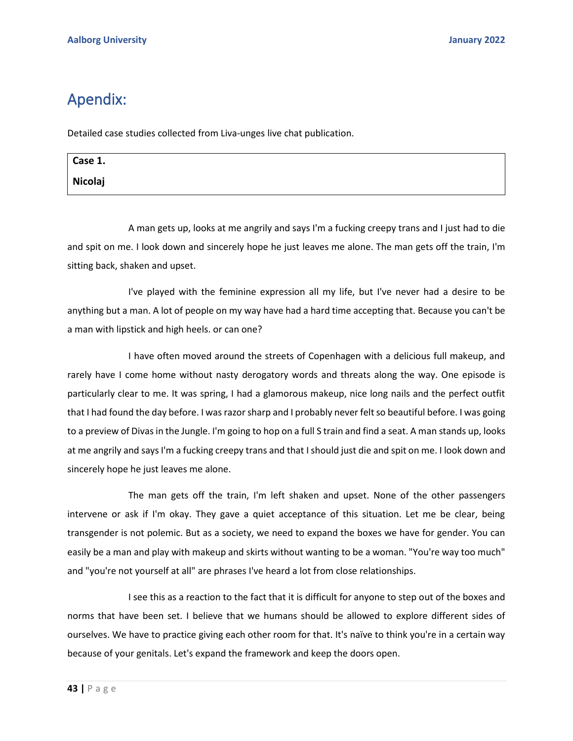# Apendix:

Detailed case studies collected from Liva-unges live chat publication.

| **Case 1.** |
|---|
| **Nicolaj** |

A man gets up, looks at me angrily and says I'm a fucking creepy trans and I just had to die and spit on me. I look down and sincerely hope he just leaves me alone. The man gets off the train, I'm sitting back, shaken and upset.

I've played with the feminine expression all my life, but I've never had a desire to be anything but a man. A lot of people on my way have had a hard time accepting that. Because you can't be a man with lipstick and high heels. or can one?

I have often moved around the streets of Copenhagen with a delicious full makeup, and rarely have I come home without nasty derogatory words and threats along the way. One episode is particularly clear to me. It was spring, I had a glamorous makeup, nice long nails and the perfect outfit that I had found the day before. I was razor sharp and I probably never felt so beautiful before. I was going to a preview of Divas in the Jungle. I'm going to hop on a full S train and find a seat. A man stands up, looks at me angrily and says I'm a fucking creepy trans and that I should just die and spit on me. I look down and sincerely hope he just leaves me alone.

The man gets off the train, I'm left shaken and upset. None of the other passengers intervene or ask if I'm okay. They gave a quiet acceptance of this situation. Let me be clear, being transgender is not polemic. But as a society, we need to expand the boxes we have for gender. You can easily be a man and play with makeup and skirts without wanting to be a woman. "You're way too much" and "you're not yourself at all" are phrases I've heard a lot from close relationships.

I see this as a reaction to the fact that it is difficult for anyone to step out of the boxes and norms that have been set. I believe that we humans should be allowed to explore different sides of ourselves. We have to practice giving each other room for that. It's naïve to think you're in a certain way because of your genitals. Let's expand the framework and keep the doors open.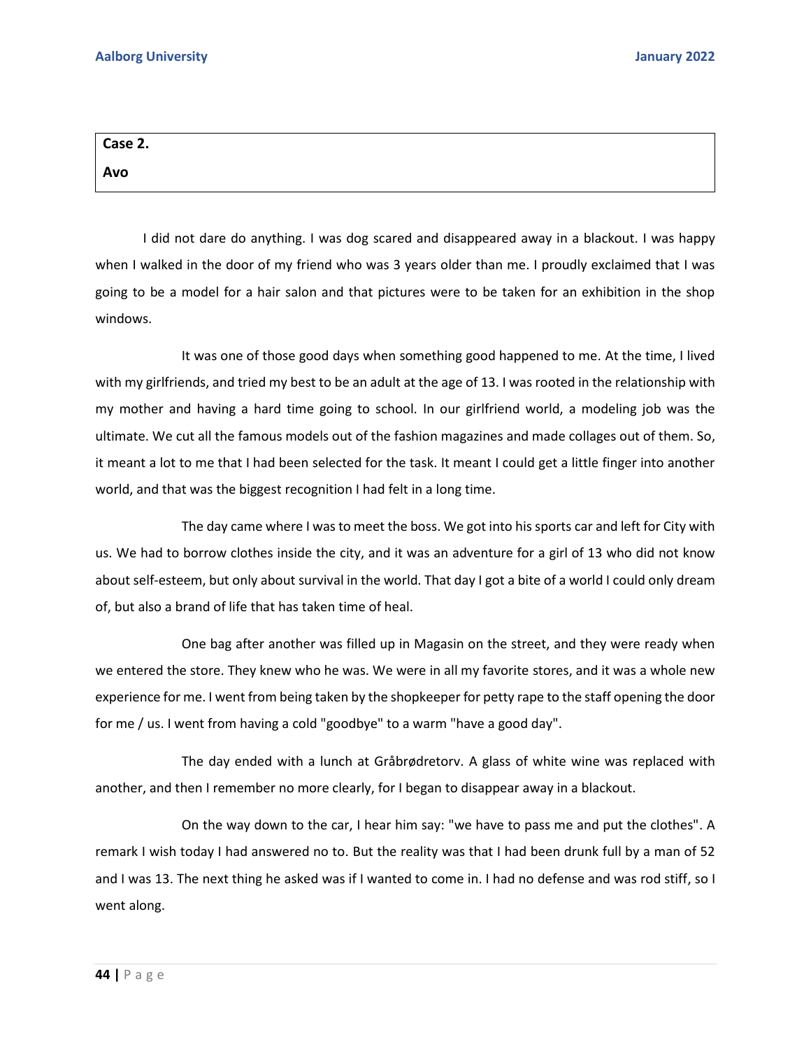**Case 2.**

**Avo**

I did not dare do anything. I was dog scared and disappeared away in a blackout. I was happy when I walked in the door of my friend who was 3 years older than me. I proudly exclaimed that I was going to be a model for a hair salon and that pictures were to be taken for an exhibition in the shop windows.

It was one of those good days when something good happened to me. At the time, I lived with my girlfriends, and tried my best to be an adult at the age of 13. I was rooted in the relationship with my mother and having a hard time going to school. In our girlfriend world, a modeling job was the ultimate. We cut all the famous models out of the fashion magazines and made collages out of them. So, it meant a lot to me that I had been selected for the task. It meant I could get a little finger into another world, and that was the biggest recognition I had felt in a long time.

The day came where I was to meet the boss. We got into his sports car and left for City with us. We had to borrow clothes inside the city, and it was an adventure for a girl of 13 who did not know about self-esteem, but only about survival in the world. That day I got a bite of a world I could only dream of, but also a brand of life that has taken time of heal.

One bag after another was filled up in Magasin on the street, and they were ready when we entered the store. They knew who he was. We were in all my favorite stores, and it was a whole new experience for me. I went from being taken by the shopkeeper for petty rape to the staff opening the door for me / us. I went from having a cold "goodbye" to a warm "have a good day".

The day ended with a lunch at Gråbrødretorv. A glass of white wine was replaced with another, and then I remember no more clearly, for I began to disappear away in a blackout.

On the way down to the car, I hear him say: "we have to pass me and put the clothes". A remark I wish today I had answered no to. But the reality was that I had been drunk full by a man of 52 and I was 13. The next thing he asked was if I wanted to come in. I had no defense and was rod stiff, so I went along.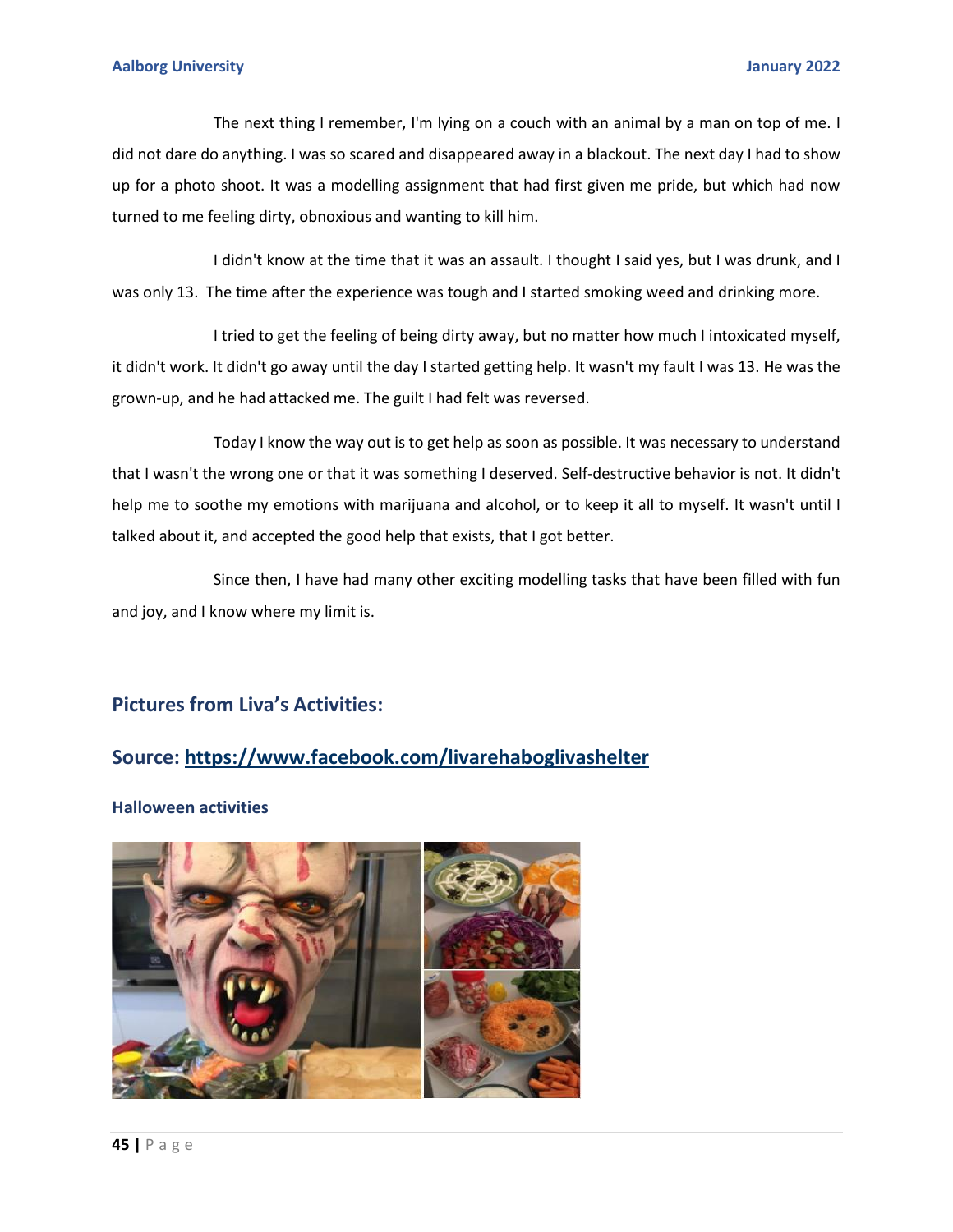The next thing I remember, I'm lying on a couch with an animal by a man on top of me. I did not dare do anything. I was so scared and disappeared away in a blackout. The next day I had to show up for a photo shoot. It was a modelling assignment that had first given me pride, but which had now turned to me feeling dirty, obnoxious and wanting to kill him.

I didn't know at the time that it was an assault. I thought I said yes, but I was drunk, and I was only 13. The time after the experience was tough and I started smoking weed and drinking more.

I tried to get the feeling of being dirty away, but no matter how much I intoxicated myself, it didn't work. It didn't go away until the day I started getting help. It wasn't my fault I was 13. He was the grown-up, and he had attacked me. The guilt I had felt was reversed.

Today I know the way out is to get help as soon as possible. It was necessary to understand that I wasn't the wrong one or that it was something I deserved. Self-destructive behavior is not. It didn't help me to soothe my emotions with marijuana and alcohol, or to keep it all to myself. It wasn't until I talked about it, and accepted the good help that exists, that I got better.

Since then, I have had many other exciting modelling tasks that have been filled with fun and joy, and I know where my limit is.

## Pictures from Liva's Activities:

## Source: [https://www.facebook.com/livarehaboglivashelter](https://www.facebook.com/livarehaboglivashelter)

### Halloween activities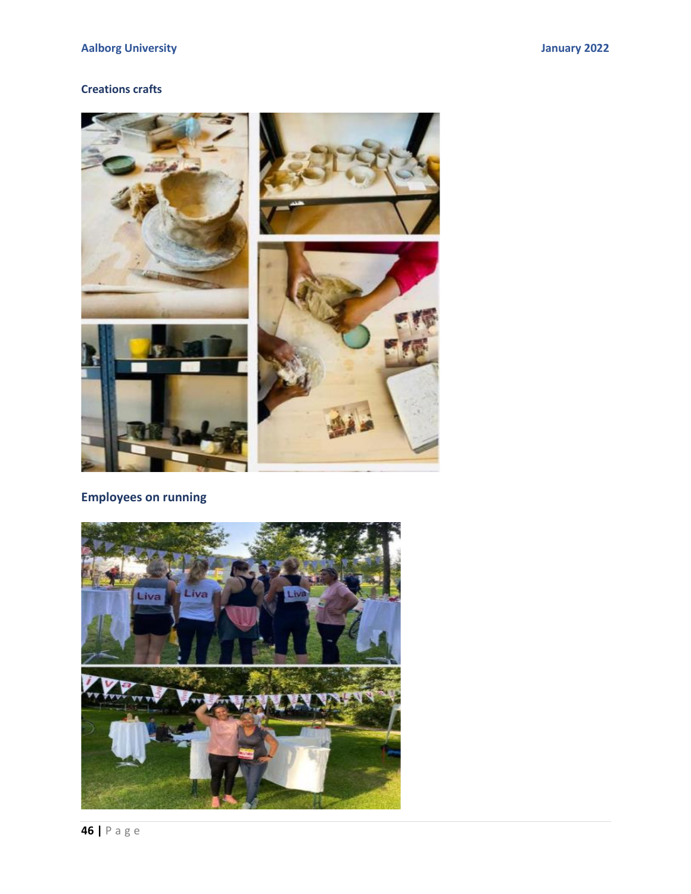### Creations crafts

### Employees on running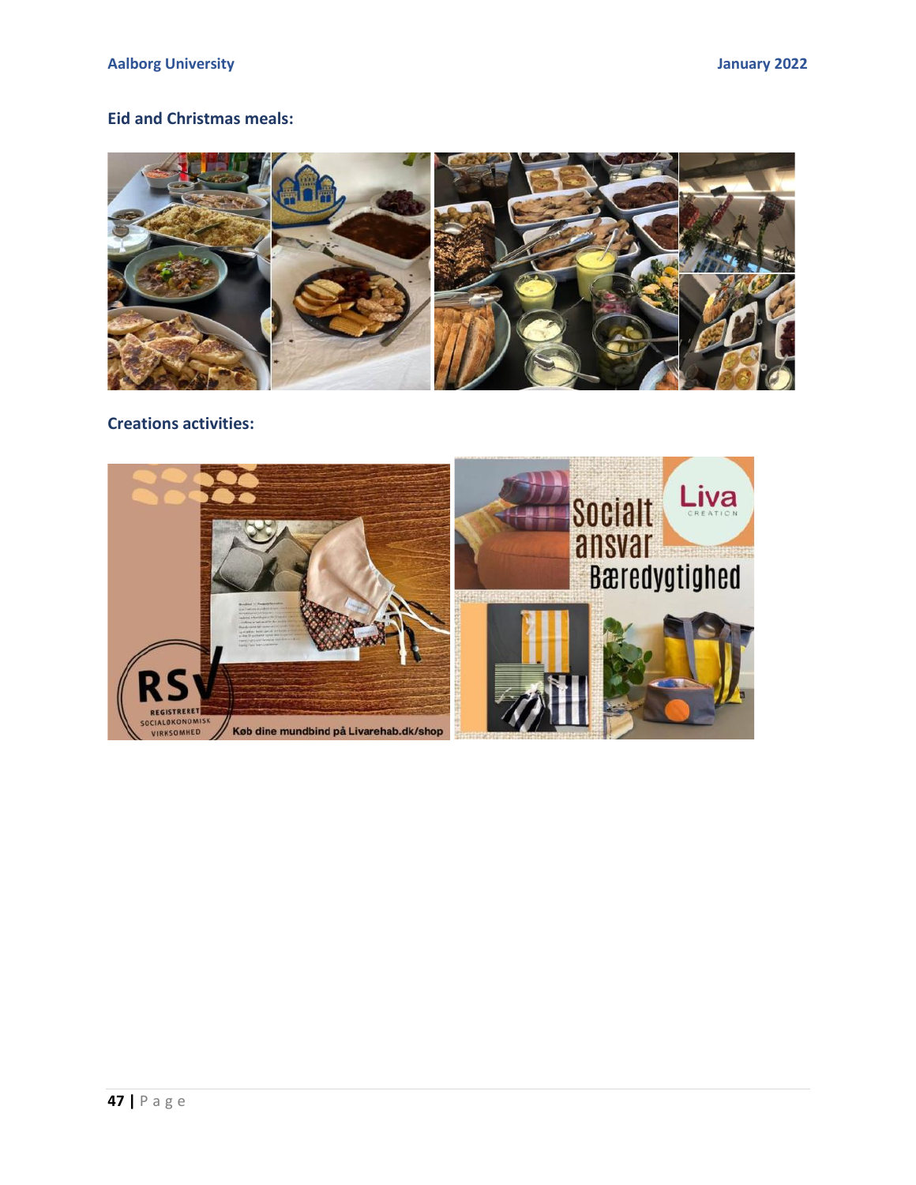### Eid and Christmas meals:

### Creations activities: